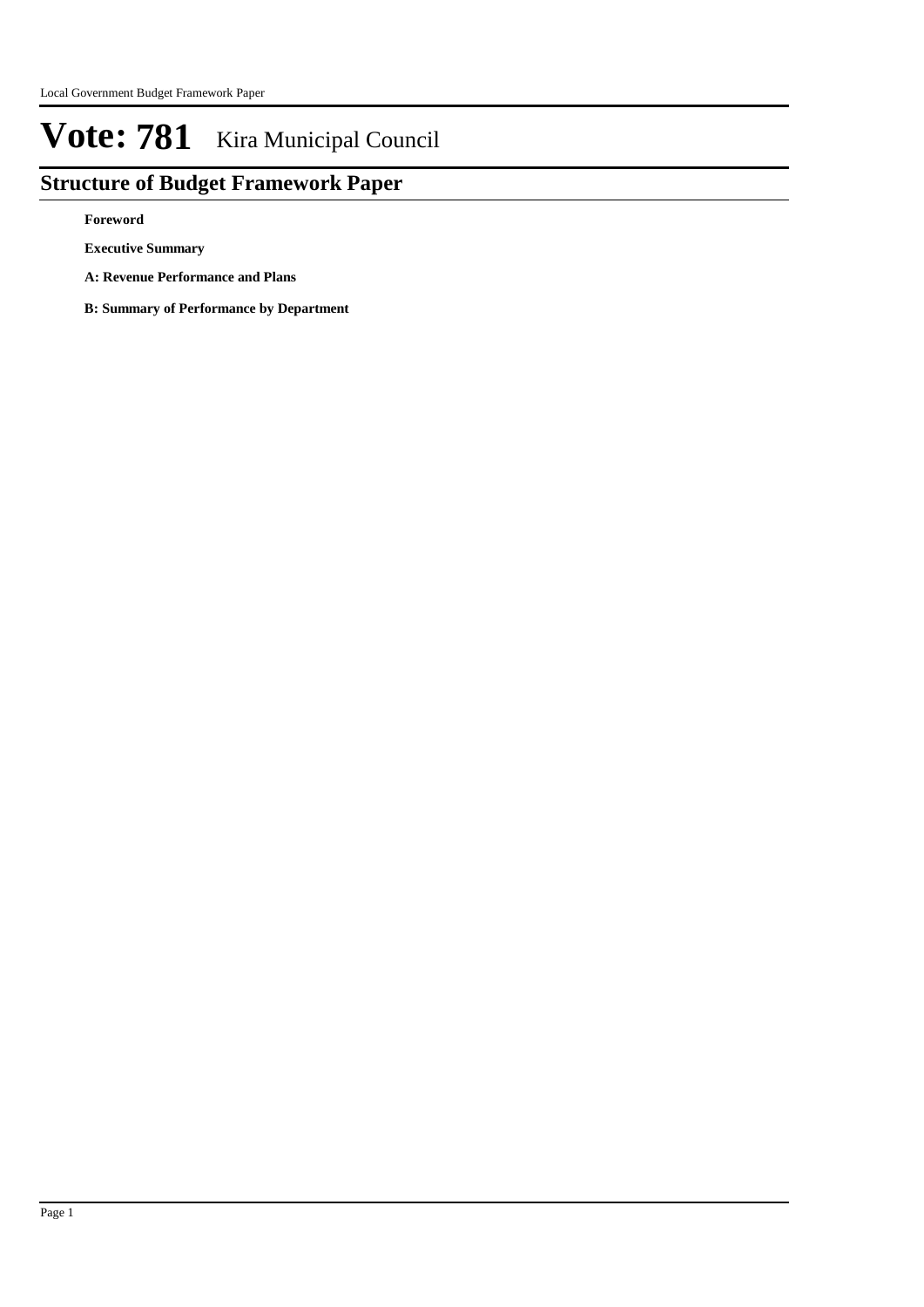# Vote: 781 Kira Municipal Council

## Structure of Budget Framework Paper

**Foreword**

**Executive Summary**

**A: Revenue Performance and Plans**

**B: Summary of Performance by Department**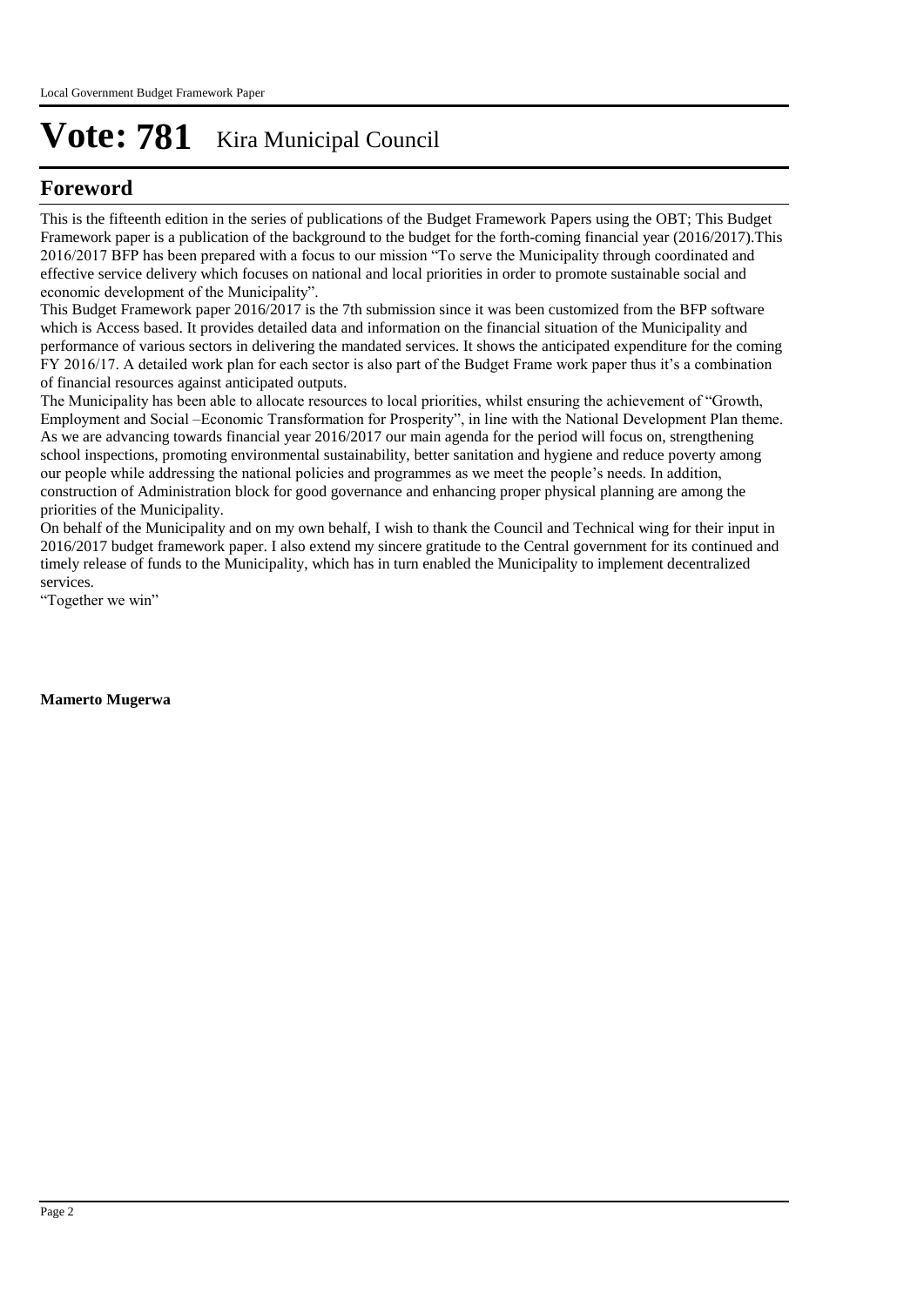# Vote: 781 Kira Municipal Council

## Foreword

This is the fifteenth edition in the series of publications of the Budget Framework Papers using the OBT; This Budget Framework paper is a publication of the background to the budget for the forth-coming financial year (2016/2017).This 2016/2017 BFP has been prepared with a focus to our mission "To serve the Municipality through coordinated and effective service delivery which focuses on national and local priorities in order to promote sustainable social and economic development of the Municipality".

This Budget Framework paper 2016/2017 is the 7th submission since it was been customized from the BFP software which is Access based. It provides detailed data and information on the financial situation of the Municipality and performance of various sectors in delivering the mandated services. It shows the anticipated expenditure for the coming FY 2016/17. A detailed work plan for each sector is also part of the Budget Frame work paper thus it's a combination of financial resources against anticipated outputs.

The Municipality has been able to allocate resources to local priorities, whilst ensuring the achievement of "Growth, Employment and Social –Economic Transformation for Prosperity", in line with the National Development Plan theme. As we are advancing towards financial year 2016/2017 our main agenda for the period will focus on, strengthening school inspections, promoting environmental sustainability, better sanitation and hygiene and reduce poverty among our people while addressing the national policies and programmes as we meet the people's needs. In addition, construction of Administration block for good governance and enhancing proper physical planning are among the priorities of the Municipality.

On behalf of the Municipality and on my own behalf, I wish to thank the Council and Technical wing for their input in 2016/2017 budget framework paper. I also extend my sincere gratitude to the Central government for its continued and timely release of funds to the Municipality, which has in turn enabled the Municipality to implement decentralized services.

"Together we win"

**Mamerto Mugerwa**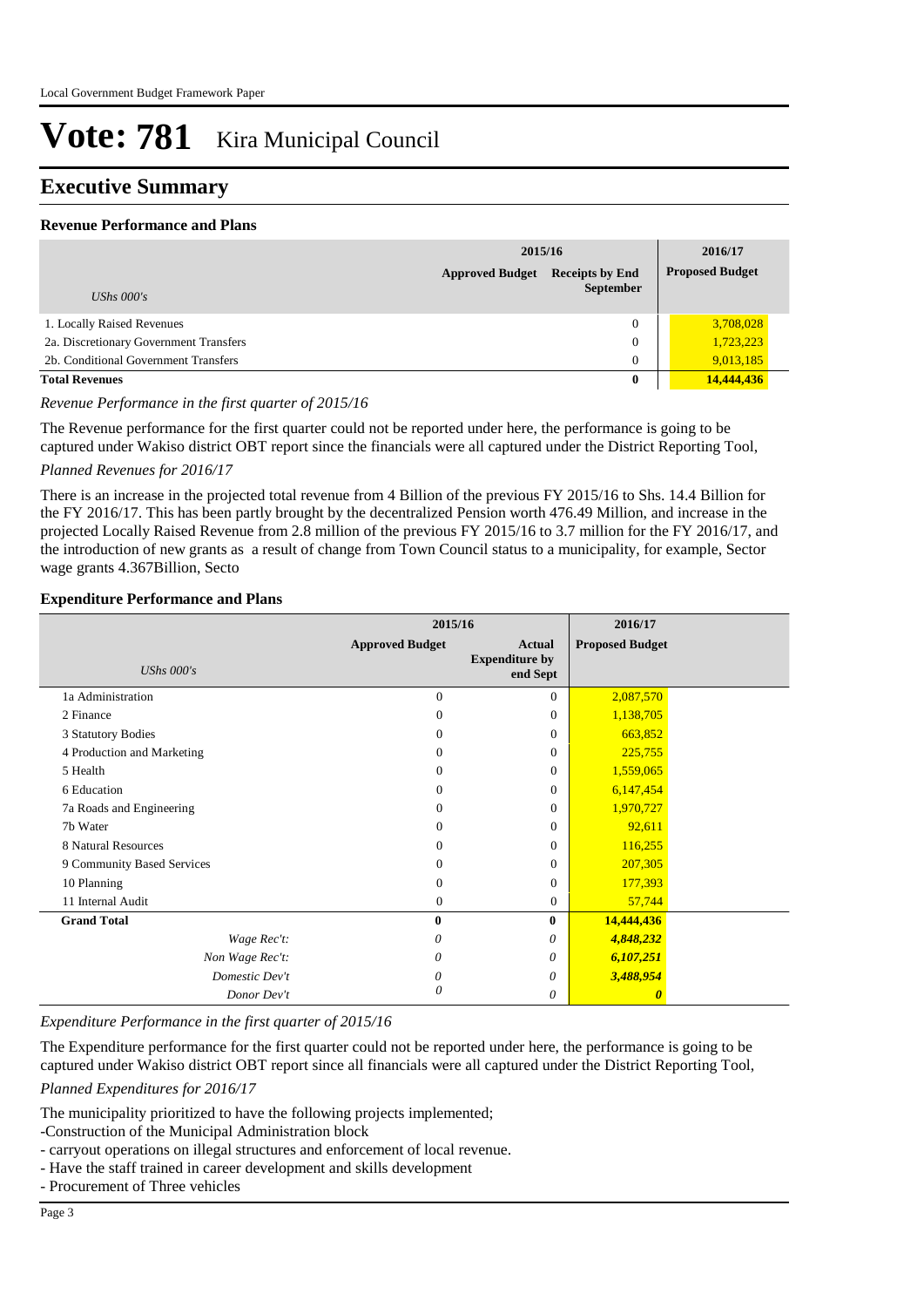# Vote: 781 Kira Municipal Council

## Executive Summary

### Revenue Performance and Plans

| UShs 000's | 2015/16 Approved Budget | 2015/16 Receipts by End September | 2016/17 Proposed Budget |
|---|---|---|---|
| 1. Locally Raised Revenues | | 0 | 3,708,028 |
| 2a. Discretionary Government Transfers | | 0 | 1,723,223 |
| 2b. Conditional Government Transfers | | 0 | 9,013,185 |
| **Total Revenues** | | **0** | **14,444,436** |

*Revenue Performance in the first quarter of 2015/16*

The Revenue performance for the first quarter could not be reported under here, the performance is going to be captured under Wakiso district OBT report since the financials were all captured under the District Reporting Tool,

*Planned Revenues for 2016/17*

There is an increase in the projected total revenue from 4 Billion of the previous FY 2015/16 to Shs. 14.4 Billion for the FY 2016/17. This has been partly brought by the decentralized Pension worth 476.49 Million, and increase in the projected Locally Raised Revenue from 2.8 million of the previous FY 2015/16 to 3.7 million for the FY 2016/17, and the introduction of new grants as a result of change from Town Council status to a municipality, for example, Sector wage grants 4.367Billion, Secto

### Expenditure Performance and Plans

| UShs 000's | 2015/16 Approved Budget | 2015/16 Actual Expenditure by end Sept | 2016/17 Proposed Budget |
|---|---|---|---|
| 1a Administration | 0 | 0 | 2,087,570 |
| 2 Finance | 0 | 0 | 1,138,705 |
| 3 Statutory Bodies | 0 | 0 | 663,852 |
| 4 Production and Marketing | 0 | 0 | 225,755 |
| 5 Health | 0 | 0 | 1,559,065 |
| 6 Education | 0 | 0 | 6,147,454 |
| 7a Roads and Engineering | 0 | 0 | 1,970,727 |
| 7b Water | 0 | 0 | 92,611 |
| 8 Natural Resources | 0 | 0 | 116,255 |
| 9 Community Based Services | 0 | 0 | 207,305 |
| 10 Planning | 0 | 0 | 177,393 |
| 11 Internal Audit | 0 | 0 | 57,744 |
| **Grand Total** | **0** | **0** | **14,444,436** |
| *Wage Rec't:* | *0* | *0* | ***4,848,232*** |
| *Non Wage Rec't:* | *0* | *0* | ***6,107,251*** |
| *Domestic Dev't* | *0* | *0* | ***3,488,954*** |
| *Donor Dev't* | *0* | *0* | ***0*** |

*Expenditure Performance in the first quarter of 2015/16*

The Expenditure performance for the first quarter could not be reported under here, the performance is going to be captured under Wakiso district OBT report since all financials were all captured under the District Reporting Tool,

*Planned Expenditures for 2016/17*

The municipality prioritized to have the following projects implemented;
-Construction of the Municipal Administration block
- carryout operations on illegal structures and enforcement of local revenue.
- Have the staff trained in career development and skills development
- Procurement of Three vehicles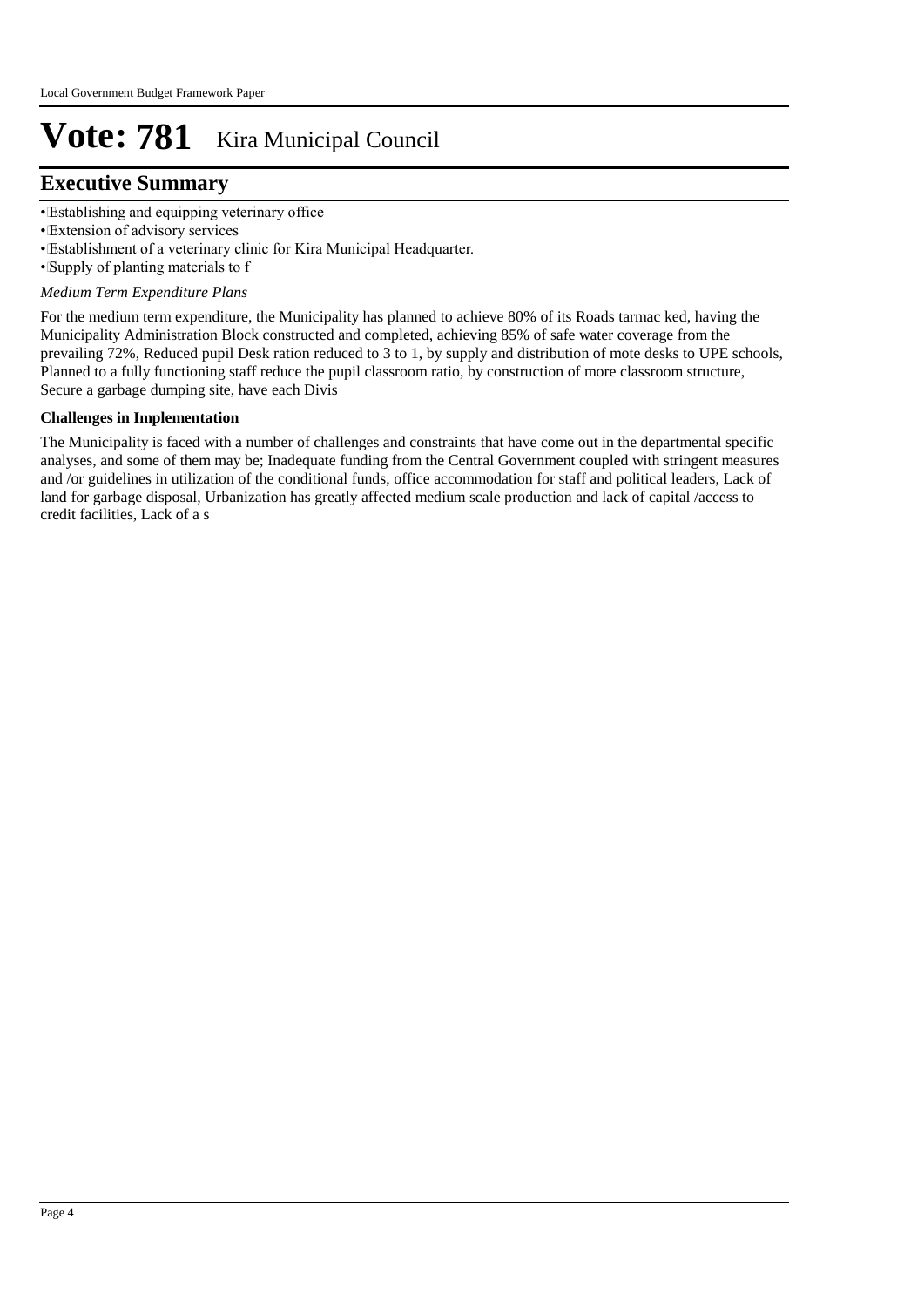# Vote: 781 Kira Municipal Council

## Executive Summary

- Establishing and equipping veterinary office
- Extension of advisory services
- Establishment of a veterinary clinic for Kira Municipal Headquarter.
- Supply of planting materials to f

*Medium Term Expenditure Plans*

For the medium term expenditure, the Municipality has planned to achieve 80% of its Roads tarmac ked, having the Municipality Administration Block constructed and completed, achieving 85% of safe water coverage from the prevailing 72%, Reduced pupil Desk ration reduced to 3 to 1, by supply and distribution of mote desks to UPE schools, Planned to a fully functioning staff reduce the pupil classroom ratio, by construction of more classroom structure, Secure a garbage dumping site, have each Divis

**Challenges in Implementation**

The Municipality is faced with a number of challenges and constraints that have come out in the departmental specific analyses, and some of them may be; Inadequate funding from the Central Government coupled with stringent measures and /or guidelines in utilization of the conditional funds, office accommodation for staff and political leaders, Lack of land for garbage disposal, Urbanization has greatly affected medium scale production and lack of capital /access to credit facilities, Lack of a s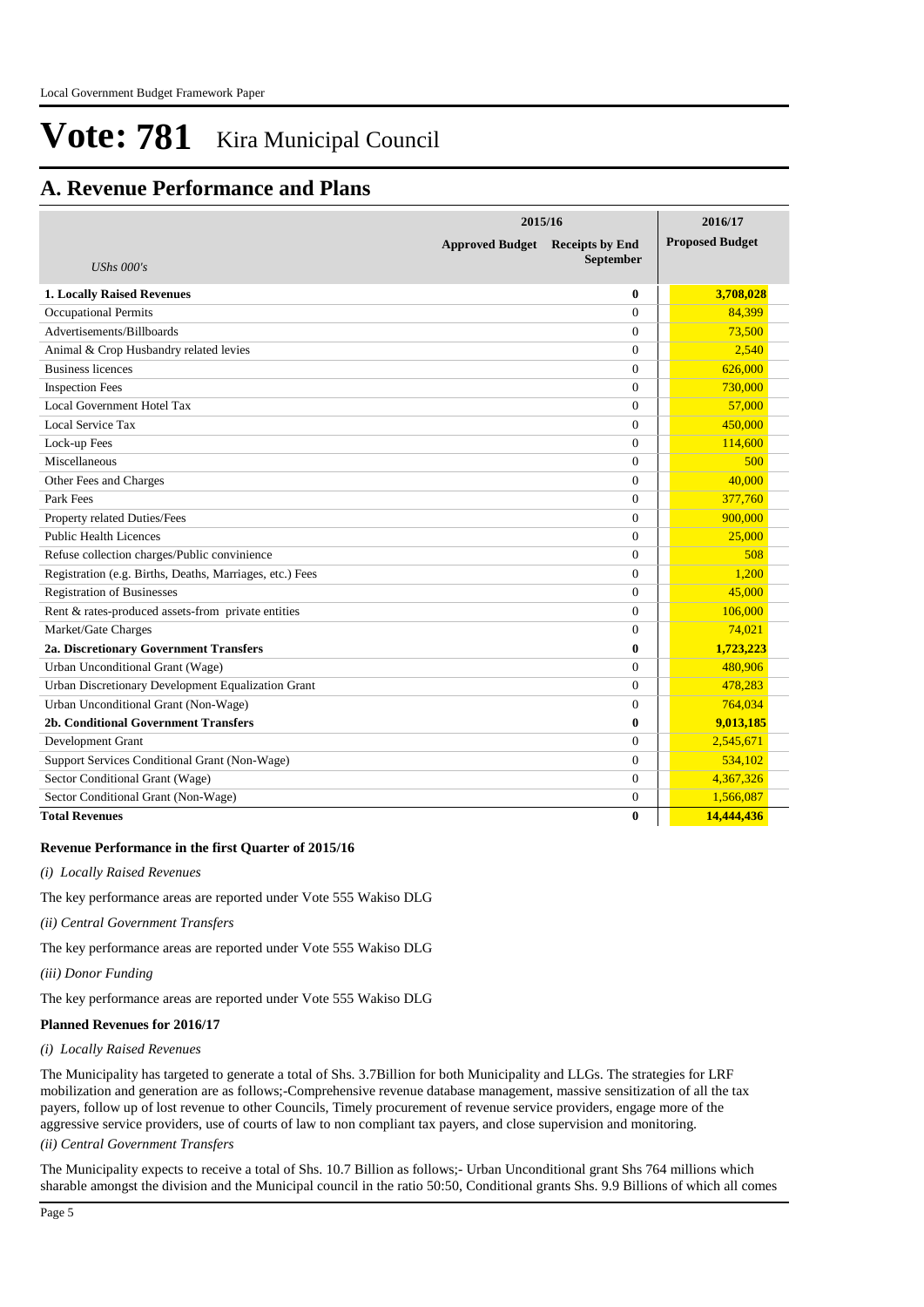## A. Revenue Performance and Plans

| UShs 000's | 2015/16 | | 2016/17 |
|---|---|---|---|
| | Approved Budget | Receipts by End September | Proposed Budget |
| **1. Locally Raised Revenues** | | **0** | **3,708,028** |
| Occupational Permits | | 0 | 84,399 |
| Advertisements/Billboards | | 0 | 73,500 |
| Animal & Crop Husbandry related levies | | 0 | 2,540 |
| Business licences | | 0 | 626,000 |
| Inspection Fees | | 0 | 730,000 |
| Local Government Hotel Tax | | 0 | 57,000 |
| Local Service Tax | | 0 | 450,000 |
| Lock-up Fees | | 0 | 114,600 |
| Miscellaneous | | 0 | 500 |
| Other Fees and Charges | | 0 | 40,000 |
| Park Fees | | 0 | 377,760 |
| Property related Duties/Fees | | 0 | 900,000 |
| Public Health Licences | | 0 | 25,000 |
| Refuse collection charges/Public convinience | | 0 | 508 |
| Registration (e.g. Births, Deaths, Marriages, etc.) Fees | | 0 | 1,200 |
| Registration of Businesses | | 0 | 45,000 |
| Rent & rates-produced assets-from private entities | | 0 | 106,000 |
| Market/Gate Charges | | 0 | 74,021 |
| **2a. Discretionary Government Transfers** | | **0** | **1,723,223** |
| Urban Unconditional Grant (Wage) | | 0 | 480,906 |
| Urban Discretionary Development Equalization Grant | | 0 | 478,283 |
| Urban Unconditional Grant (Non-Wage) | | 0 | 764,034 |
| **2b. Conditional Government Transfers** | | **0** | **9,013,185** |
| Development Grant | | 0 | 2,545,671 |
| Support Services Conditional Grant (Non-Wage) | | 0 | 534,102 |
| Sector Conditional Grant (Wage) | | 0 | 4,367,326 |
| Sector Conditional Grant (Non-Wage) | | 0 | 1,566,087 |
| **Total Revenues** | | **0** | **14,444,436** |

**Revenue Performance in the first Quarter of 2015/16**

*(i) Locally Raised Revenues*

The key performance areas are reported under Vote 555 Wakiso DLG

*(ii) Central Government Transfers*

The key performance areas are reported under Vote 555 Wakiso DLG

*(iii) Donor Funding*

The key performance areas are reported under Vote 555 Wakiso DLG

**Planned Revenues for 2016/17**

*(i) Locally Raised Revenues*

The Municipality has targeted to generate a total of Shs. 3.7Billion for both Municipality and LLGs. The strategies for LRF mobilization and generation are as follows;-Comprehensive revenue database management, massive sensitization of all the tax payers, follow up of lost revenue to other Councils, Timely procurement of revenue service providers, engage more of the aggressive service providers, use of courts of law to non compliant tax payers, and close supervision and monitoring.

*(ii) Central Government Transfers*

The Municipality expects to receive a total of Shs. 10.7 Billion as follows;- Urban Unconditional grant Shs 764 millions which sharable amongst the division and the Municipal council in the ratio 50:50, Conditional grants Shs. 9.9 Billions of which all comes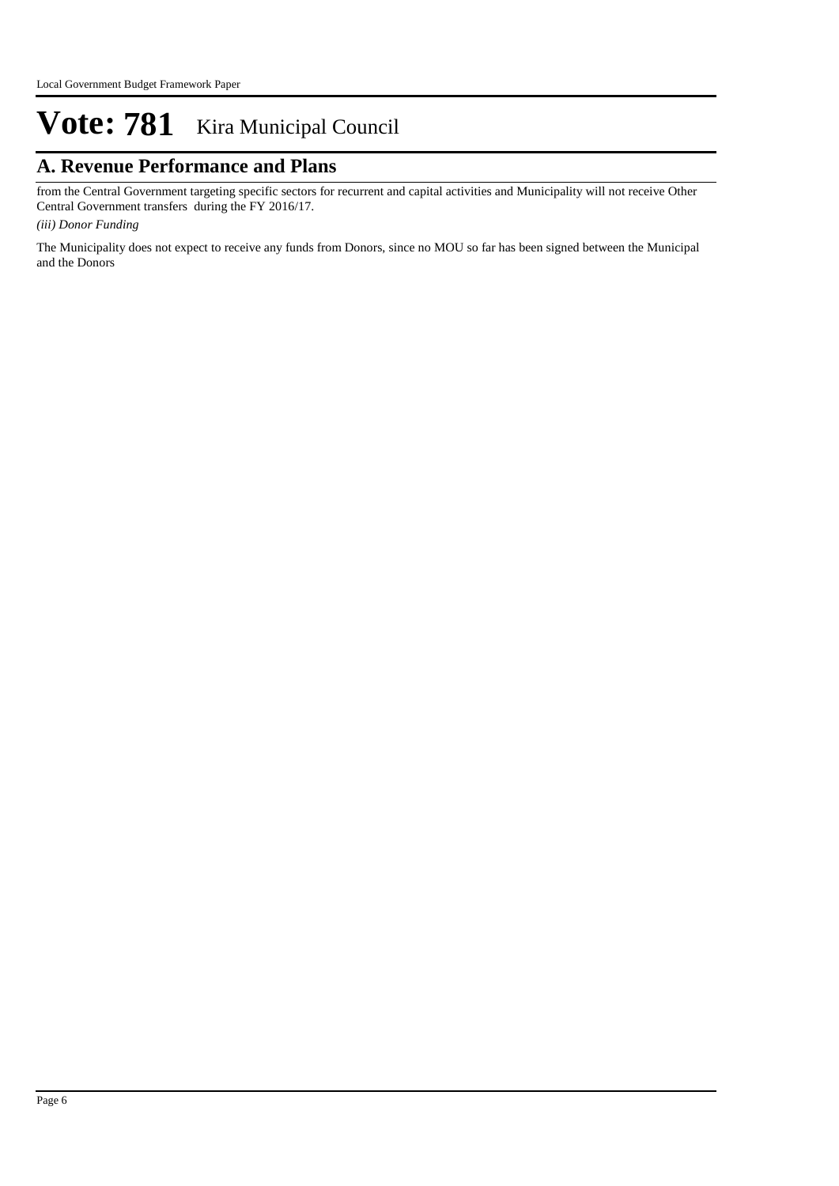# Vote: 781 Kira Municipal Council

## A. Revenue Performance and Plans

from the Central Government targeting specific sectors for recurrent and capital activities and Municipality will not receive Other Central Government transfers during the FY 2016/17.

*(iii) Donor Funding*

The Municipality does not expect to receive any funds from Donors, since no MOU so far has been signed between the Municipal and the Donors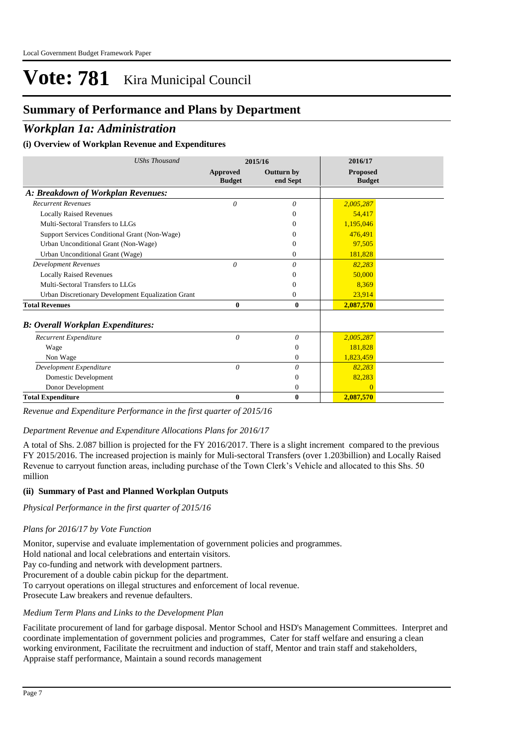# Vote: 781 Kira Municipal Council

## Summary of Performance and Plans by Department

### *Workplan 1a: Administration*

#### (i) Overview of Workplan Revenue and Expenditures

| *UShs Thousand* | 2015/16 | | 2016/17 |
|---|---|---|---|
| | **Approved Budget** | **Outturn by end Sept** | **Proposed Budget** |
| ***A: Breakdown of Workplan Revenues:*** | | | |
| *Recurrent Revenues* | *0* | *0* | *2,005,287* |
| Locally Raised Revenues | | 0 | 54,417 |
| Multi-Sectoral Transfers to LLGs | | 0 | 1,195,046 |
| Support Services Conditional Grant (Non-Wage) | | 0 | 476,491 |
| Urban Unconditional Grant (Non-Wage) | | 0 | 97,505 |
| Urban Unconditional Grant (Wage) | | 0 | 181,828 |
| *Development Revenues* | *0* | *0* | *82,283* |
| Locally Raised Revenues | | 0 | 50,000 |
| Multi-Sectoral Transfers to LLGs | | 0 | 8,369 |
| Urban Discretionary Development Equalization Grant | | 0 | 23,914 |
| **Total Revenues** | **0** | **0** | **2,087,570** |
| ***B: Overall Workplan Expenditures:*** | | | |
| *Recurrent Expenditure* | *0* | *0* | *2,005,287* |
| Wage | | 0 | 181,828 |
| Non Wage | | 0 | 1,823,459 |
| *Development Expenditure* | *0* | *0* | *82,283* |
| Domestic Development | | 0 | 82,283 |
| Donor Development | | 0 | 0 |
| **Total Expenditure** | **0** | **0** | **2,087,570** |

*Revenue and Expenditure Performance in the first quarter of 2015/16*

*Department Revenue and Expenditure Allocations Plans for 2016/17*

A total of Shs. 2.087 billion is projected for the FY 2016/2017. There is a slight increment compared to the previous FY 2015/2016. The increased projection is mainly for Muli-sectoral Transfers (over 1.203billion) and Locally Raised Revenue to carryout function areas, including purchase of the Town Clerk's Vehicle and allocated to this Shs. 50 million

#### (ii) Summary of Past and Planned Workplan Outputs

*Physical Performance in the first quarter of 2015/16*

*Plans for 2016/17 by Vote Function*

Monitor, supervise and evaluate implementation of government policies and programmes.
Hold national and local celebrations and entertain visitors.
Pay co-funding and network with development partners.
Procurement of a double cabin pickup for the department.
To carryout operations on illegal structures and enforcement of local revenue.
Prosecute Law breakers and revenue defaulters.

*Medium Term Plans and Links to the Development Plan*

Facilitate procurement of land for garbage disposal. Mentor School and HSD's Management Committees. Interpret and coordinate implementation of government policies and programmes, Cater for staff welfare and ensuring a clean working environment, Facilitate the recruitment and induction of staff, Mentor and train staff and stakeholders, Appraise staff performance, Maintain a sound records management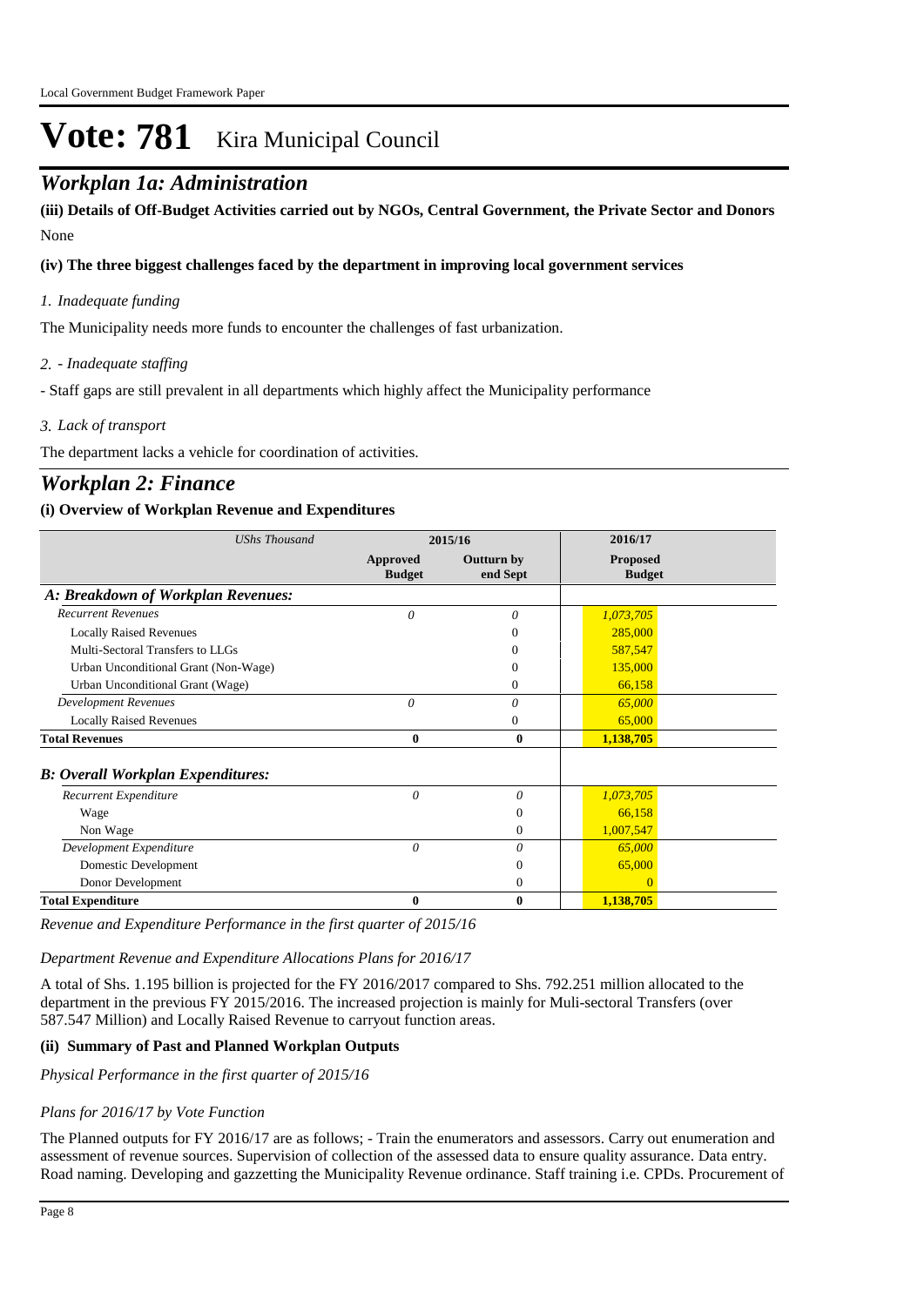# Vote: 781 Kira Municipal Council

## *Workplan 1a: Administration*

**(iii) Details of Off-Budget Activities carried out by NGOs, Central Government, the Private Sector and Donors**

None

**(iv) The three biggest challenges faced by the department in improving local government services**

*1. Inadequate funding*

The Municipality needs more funds to encounter the challenges of fast urbanization.

*2. - Inadequate staffing*

- Staff gaps are still prevalent in all departments which highly affect the Municipality performance

*3. Lack of transport*

The department lacks a vehicle for coordination of activities.

## *Workplan 2: Finance*

**(i) Overview of Workplan Revenue and Expenditures**

| *UShs Thousand* | 2015/16 | | 2016/17 |
|---|---|---|---|
| | **Approved Budget** | **Outturn by end Sept** | **Proposed Budget** |
| ***A: Breakdown of Workplan Revenues:*** | | | |
| *Recurrent Revenues* | *0* | *0* | *1,073,705* |
| Locally Raised Revenues | | 0 | 285,000 |
| Multi-Sectoral Transfers to LLGs | | 0 | 587,547 |
| Urban Unconditional Grant (Non-Wage) | | 0 | 135,000 |
| Urban Unconditional Grant (Wage) | | 0 | 66,158 |
| *Development Revenues* | *0* | *0* | *65,000* |
| Locally Raised Revenues | | 0 | 65,000 |
| **Total Revenues** | **0** | **0** | **1,138,705** |
| ***B: Overall Workplan Expenditures:*** | | | |
| *Recurrent Expenditure* | *0* | *0* | *1,073,705* |
| Wage | | 0 | 66,158 |
| Non Wage | | 0 | 1,007,547 |
| *Development Expenditure* | *0* | *0* | *65,000* |
| Domestic Development | | 0 | 65,000 |
| Donor Development | | 0 | 0 |
| **Total Expenditure** | **0** | **0** | **1,138,705** |

*Revenue and Expenditure Performance in the first quarter of 2015/16*

*Department Revenue and Expenditure Allocations Plans for 2016/17*

A total of Shs. 1.195 billion is projected for the FY 2016/2017 compared to Shs. 792.251 million allocated to the department in the previous FY 2015/2016. The increased projection is mainly for Muli-sectoral Transfers (over 587.547 Million) and Locally Raised Revenue to carryout function areas.

**(ii) Summary of Past and Planned Workplan Outputs**

*Physical Performance in the first quarter of 2015/16*

*Plans for 2016/17 by Vote Function*

The Planned outputs for FY 2016/17 are as follows; - Train the enumerators and assessors. Carry out enumeration and assessment of revenue sources. Supervision of collection of the assessed data to ensure quality assurance. Data entry. Road naming. Developing and gazzetting the Municipality Revenue ordinance. Staff training i.e. CPDs. Procurement of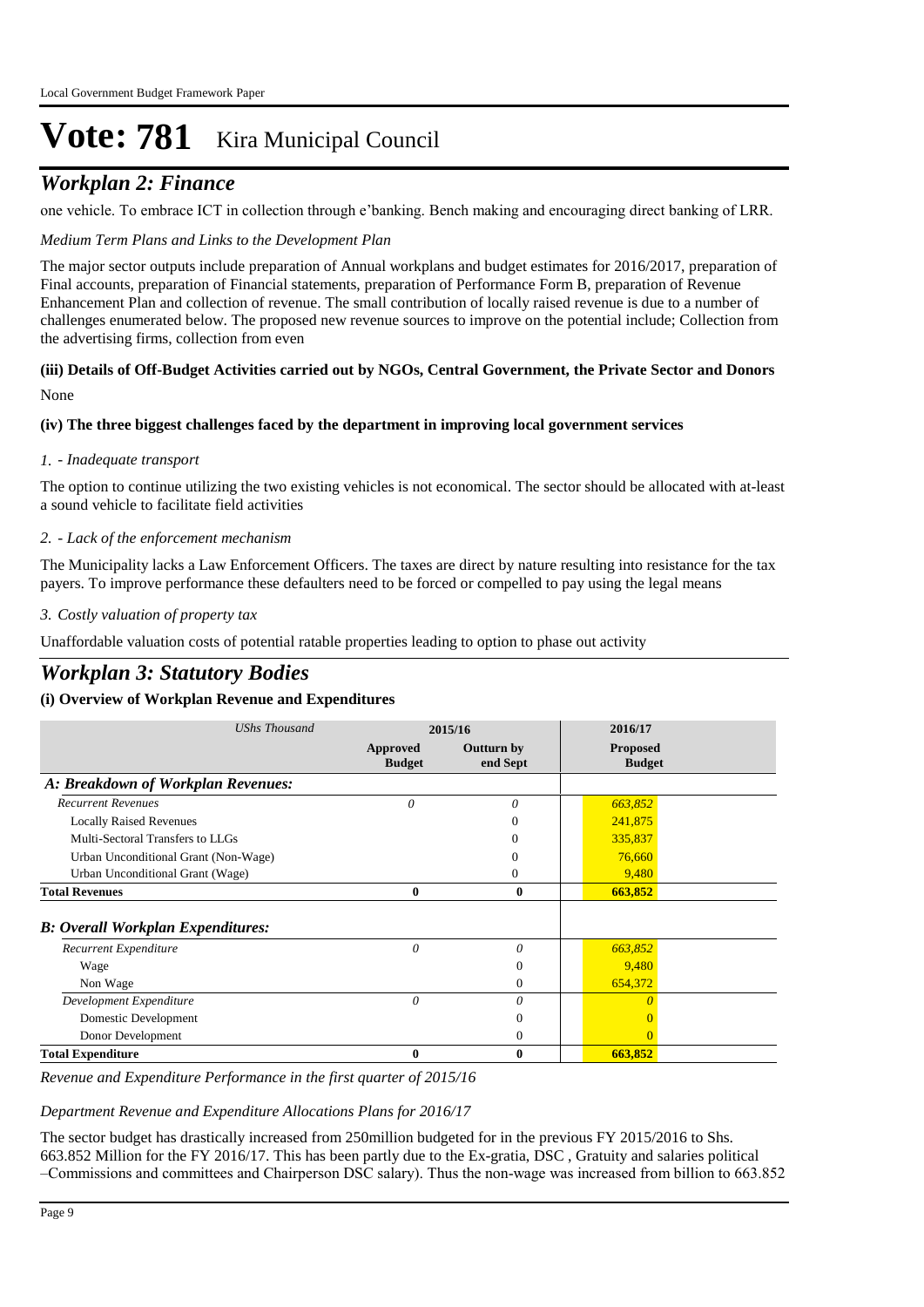# Vote: 781 Kira Municipal Council

## *Workplan 2: Finance*

one vehicle. To embrace ICT in collection through e'banking. Bench making and encouraging direct banking of LRR.

*Medium Term Plans and Links to the Development Plan*

The major sector outputs include preparation of Annual workplans and budget estimates for 2016/2017, preparation of Final accounts, preparation of Financial statements, preparation of Performance Form B, preparation of Revenue Enhancement Plan and collection of revenue. The small contribution of locally raised revenue is due to a number of challenges enumerated below. The proposed new revenue sources to improve on the potential include; Collection from the advertising firms, collection from even

**(iii) Details of Off-Budget Activities carried out by NGOs, Central Government, the Private Sector and Donors**

None

**(iv) The three biggest challenges faced by the department in improving local government services**

*1. - Inadequate transport*

The option to continue utilizing the two existing vehicles is not economical. The sector should be allocated with at-least a sound vehicle to facilitate field activities

*2. - Lack of the enforcement mechanism*

The Municipality lacks a Law Enforcement Officers. The taxes are direct by nature resulting into resistance for the tax payers. To improve performance these defaulters need to be forced or compelled to pay using the legal means

*3. Costly valuation of property tax*

Unaffordable valuation costs of potential ratable properties leading to option to phase out activity

## *Workplan 3: Statutory Bodies*

**(i) Overview of Workplan Revenue and Expenditures**

| *UShs Thousand* | 2015/16 | | 2016/17 |
|---|---|---|---|
| | **Approved Budget** | **Outturn by end Sept** | **Proposed Budget** |
| ***A: Breakdown of Workplan Revenues:*** | | | |
| *Recurrent Revenues* | *0* | *0* | *663,852* |
| Locally Raised Revenues | | 0 | 241,875 |
| Multi-Sectoral Transfers to LLGs | | 0 | 335,837 |
| Urban Unconditional Grant (Non-Wage) | | 0 | 76,660 |
| Urban Unconditional Grant (Wage) | | 0 | 9,480 |
| **Total Revenues** | **0** | **0** | **663,852** |
| ***B: Overall Workplan Expenditures:*** | | | |
| *Recurrent Expenditure* | *0* | *0* | *663,852* |
| Wage | | 0 | 9,480 |
| Non Wage | | 0 | 654,372 |
| *Development Expenditure* | *0* | *0* | *0* |
| Domestic Development | | 0 | 0 |
| Donor Development | | 0 | 0 |
| **Total Expenditure** | **0** | **0** | **663,852** |

*Revenue and Expenditure Performance in the first quarter of 2015/16*

*Department Revenue and Expenditure Allocations Plans for 2016/17*

The sector budget has drastically increased from 250million budgeted for in the previous FY 2015/2016 to Shs. 663.852 Million for the FY 2016/17. This has been partly due to the Ex-gratia, DSC , Gratuity and salaries political –Commissions and committees and Chairperson DSC salary). Thus the non-wage was increased from billion to 663.852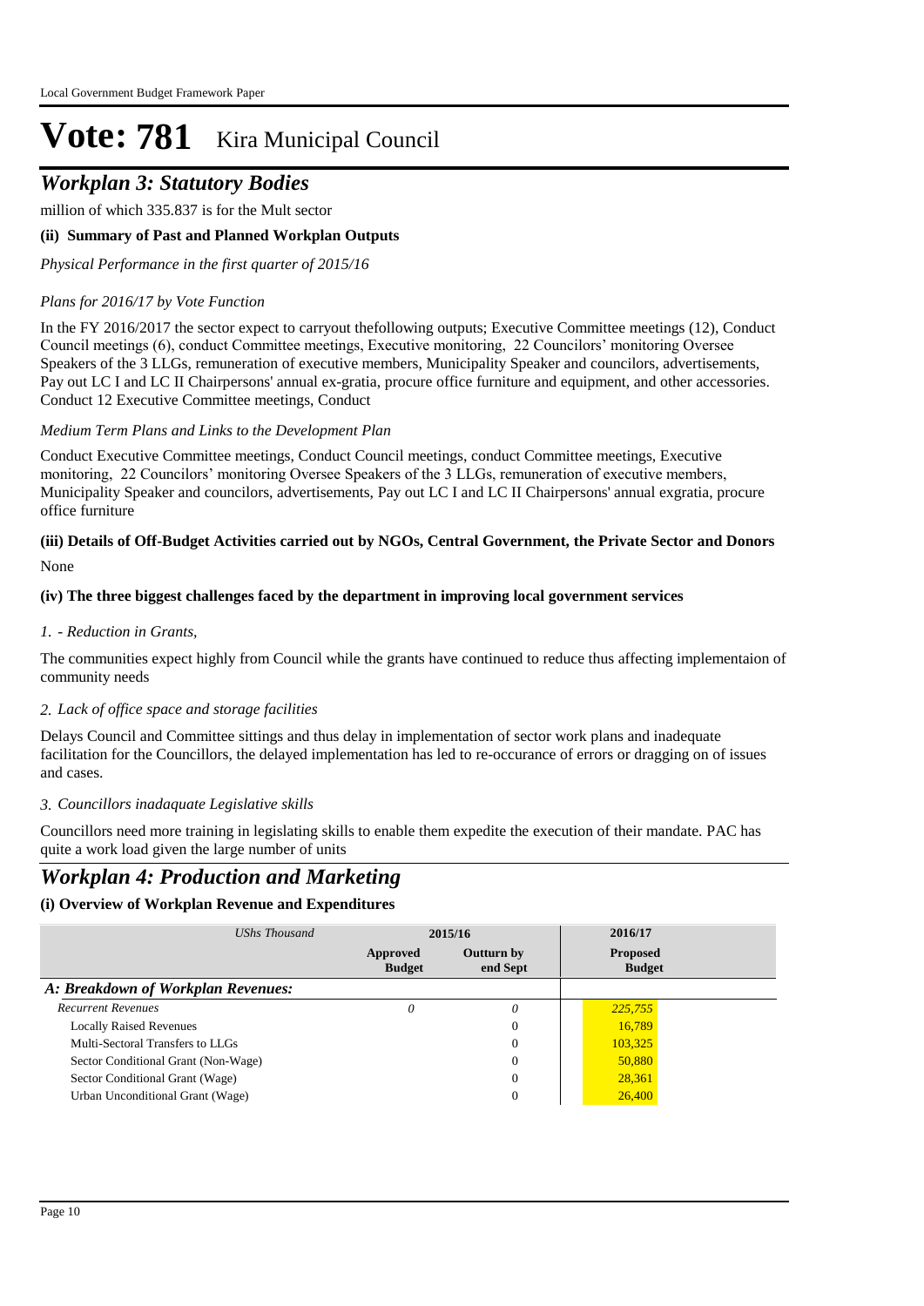# Vote: 781 Kira Municipal Council

## *Workplan 3: Statutory Bodies*

million of which 335.837 is for the Mult sector

**(ii) Summary of Past and Planned Workplan Outputs**

*Physical Performance in the first quarter of 2015/16*

*Plans for 2016/17 by Vote Function*

In the FY 2016/2017 the sector expect to carryout thefollowing outputs; Executive Committee meetings (12), Conduct Council meetings (6), conduct Committee meetings, Executive monitoring, 22 Councilors' monitoring Oversee Speakers of the 3 LLGs, remuneration of executive members, Municipality Speaker and councilors, advertisements, Pay out LC I and LC II Chairpersons' annual ex-gratia, procure office furniture and equipment, and other accessories. Conduct 12 Executive Committee meetings, Conduct

*Medium Term Plans and Links to the Development Plan*

Conduct Executive Committee meetings, Conduct Council meetings, conduct Committee meetings, Executive monitoring, 22 Councilors' monitoring Oversee Speakers of the 3 LLGs, remuneration of executive members, Municipality Speaker and councilors, advertisements, Pay out LC I and LC II Chairpersons' annual exgratia, procure office furniture

**(iii) Details of Off-Budget Activities carried out by NGOs, Central Government, the Private Sector and Donors**

None

**(iv) The three biggest challenges faced by the department in improving local government services**

*1. - Reduction in Grants,*

The communities expect highly from Council while the grants have continued to reduce thus affecting implementaion of community needs

*2. Lack of office space and storage facilities*

Delays Council and Committee sittings and thus delay in implementation of sector work plans and inadequate facilitation for the Councillors, the delayed implementation has led to re-occurance of errors or dragging on of issues and cases.

*3. Councillors inadaquate Legislative skills*

Councillors need more training in legislating skills to enable them expedite the execution of their mandate. PAC has quite a work load given the large number of units

## *Workplan 4: Production and Marketing*

**(i) Overview of Workplan Revenue and Expenditures**

| *UShs Thousand* | 2015/16 | | 2016/17 |
|---|---|---|---|
| | **Approved Budget** | **Outturn by end Sept** | **Proposed Budget** |
| ***A: Breakdown of Workplan Revenues:*** | | | |
| *Recurrent Revenues* | *0* | *0* | *225,755* |
| Locally Raised Revenues | | 0 | 16,789 |
| Multi-Sectoral Transfers to LLGs | | 0 | 103,325 |
| Sector Conditional Grant (Non-Wage) | | 0 | 50,880 |
| Sector Conditional Grant (Wage) | | 0 | 28,361 |
| Urban Unconditional Grant (Wage) | | 0 | 26,400 |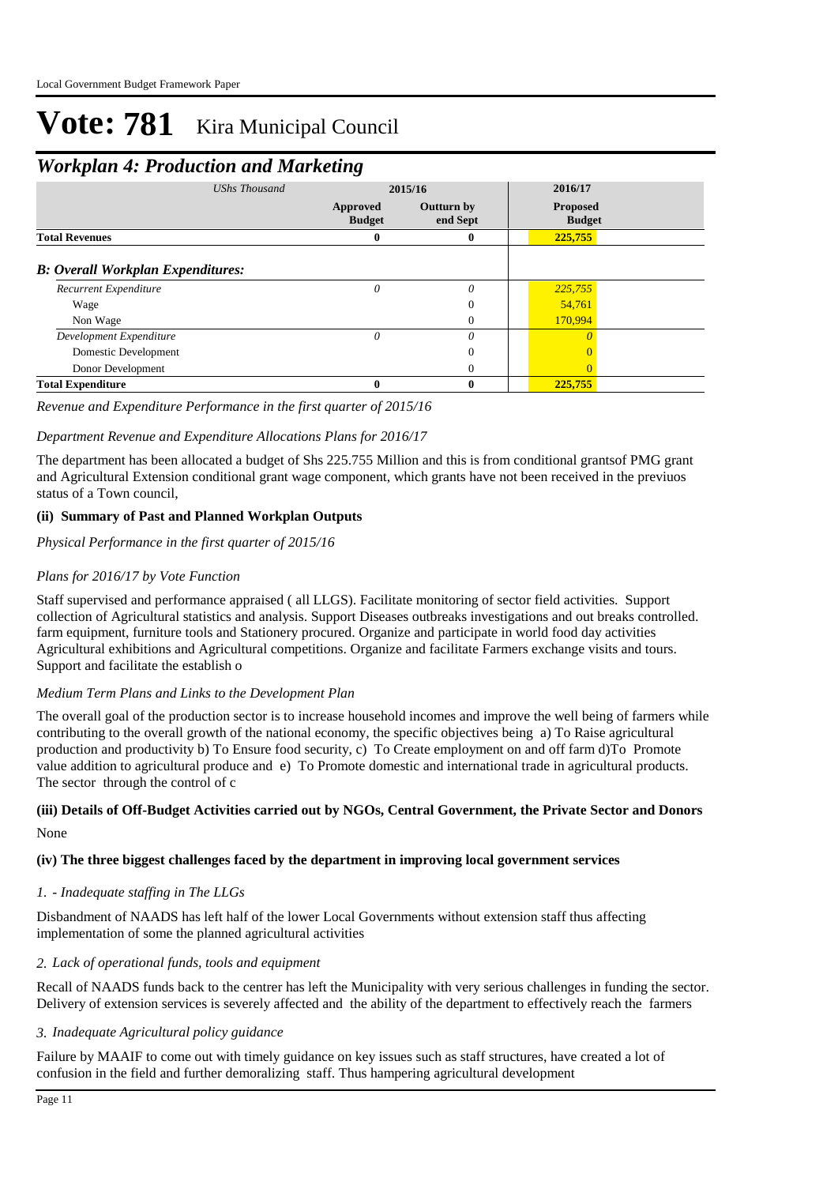# Vote: 781 Kira Municipal Council

## *Workplan 4: Production and Marketing*

| *UShs Thousand* | 2015/16 | | 2016/17 |
|---|---|---|---|
| | Approved Budget | Outturn by end Sept | Proposed Budget |
| **Total Revenues** | **0** | **0** | **225,755** |
| ***B: Overall Workplan Expenditures:*** | | | |
| *Recurrent Expenditure* | *0* | *0* | *225,755* |
| Wage | | 0 | 54,761 |
| Non Wage | | 0 | 170,994 |
| *Development Expenditure* | *0* | *0* | *0* |
| Domestic Development | | 0 | 0 |
| Donor Development | | 0 | 0 |
| **Total Expenditure** | **0** | **0** | **225,755** |

*Revenue and Expenditure Performance in the first quarter of 2015/16*

*Department Revenue and Expenditure Allocations Plans for 2016/17*

The department has been allocated a budget of Shs 225.755 Million and this is from conditional grantsof PMG grant and Agricultural Extension conditional grant wage component, which grants have not been received in the previuos status of a Town council,

### (ii) Summary of Past and Planned Workplan Outputs

*Physical Performance in the first quarter of 2015/16*

*Plans for 2016/17 by Vote Function*

Staff supervised and performance appraised ( all LLGS). Facilitate monitoring of sector field activities. Support collection of Agricultural statistics and analysis. Support Diseases outbreaks investigations and out breaks controlled. farm equipment, furniture tools and Stationery procured. Organize and participate in world food day activities Agricultural exhibitions and Agricultural competitions. Organize and facilitate Farmers exchange visits and tours. Support and facilitate the establish o

*Medium Term Plans and Links to the Development Plan*

The overall goal of the production sector is to increase household incomes and improve the well being of farmers while contributing to the overall growth of the national economy, the specific objectives being a) To Raise agricultural production and productivity b) To Ensure food security, c) To Create employment on and off farm d)To Promote value addition to agricultural produce and e) To Promote domestic and international trade in agricultural products. The sector through the control of c

### (iii) Details of Off-Budget Activities carried out by NGOs, Central Government, the Private Sector and Donors

None

### (iv) The three biggest challenges faced by the department in improving local government services

*1. - Inadequate staffing in The LLGs*

Disbandment of NAADS has left half of the lower Local Governments without extension staff thus affecting implementation of some the planned agricultural activities

*2. Lack of operational funds, tools and equipment*

Recall of NAADS funds back to the centrer has left the Municipality with very serious challenges in funding the sector. Delivery of extension services is severely affected and the ability of the department to effectively reach the farmers

*3. Inadequate Agricultural policy guidance*

Failure by MAAIF to come out with timely guidance on key issues such as staff structures, have created a lot of confusion in the field and further demoralizing staff. Thus hampering agricultural development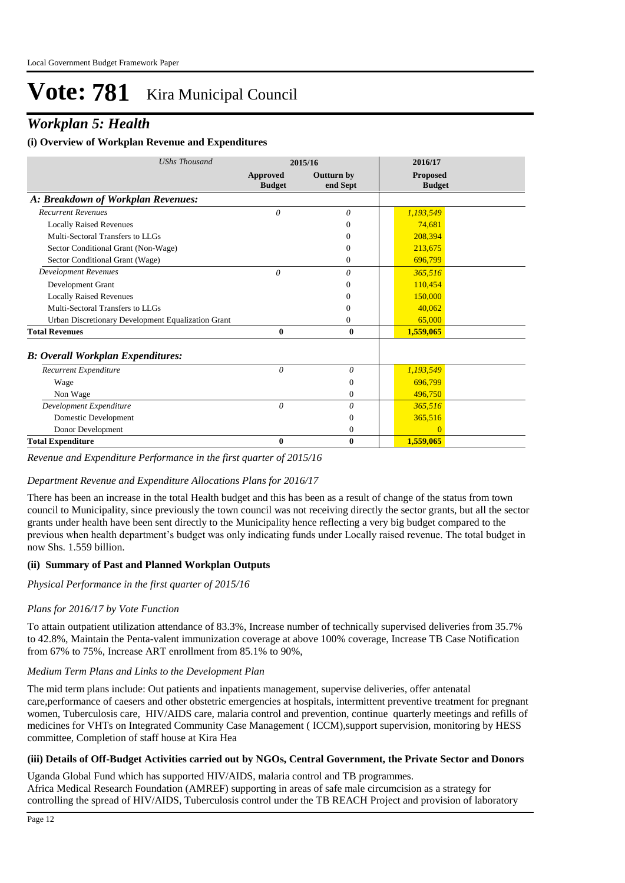# Vote: 781 Kira Municipal Council

## *Workplan 5: Health*

### (i) Overview of Workplan Revenue and Expenditures

| *UShs Thousand* | 2015/16 | | 2016/17 |
|---|---|---|---|
| | **Approved Budget** | **Outturn by end Sept** | **Proposed Budget** |
| ***A: Breakdown of Workplan Revenues:*** | | | |
| *Recurrent Revenues* | *0* | *0* | *1,193,549* |
| Locally Raised Revenues | | 0 | 74,681 |
| Multi-Sectoral Transfers to LLGs | | 0 | 208,394 |
| Sector Conditional Grant (Non-Wage) | | 0 | 213,675 |
| Sector Conditional Grant (Wage) | | 0 | 696,799 |
| *Development Revenues* | *0* | *0* | *365,516* |
| Development Grant | | 0 | 110,454 |
| Locally Raised Revenues | | 0 | 150,000 |
| Multi-Sectoral Transfers to LLGs | | 0 | 40,062 |
| Urban Discretionary Development Equalization Grant | | 0 | 65,000 |
| **Total Revenues** | **0** | **0** | **1,559,065** |
| ***B: Overall Workplan Expenditures:*** | | | |
| *Recurrent Expenditure* | *0* | *0* | *1,193,549* |
| Wage | | 0 | 696,799 |
| Non Wage | | 0 | 496,750 |
| *Development Expenditure* | *0* | *0* | *365,516* |
| Domestic Development | | 0 | 365,516 |
| Donor Development | | 0 | 0 |
| **Total Expenditure** | **0** | **0** | **1,559,065** |

*Revenue and Expenditure Performance in the first quarter of 2015/16*

*Department Revenue and Expenditure Allocations Plans for 2016/17*

There has been an increase in the total Health budget and this has been as a result of change of the status from town council to Municipality, since previously the town council was not receiving directly the sector grants, but all the sector grants under health have been sent directly to the Municipality hence reflecting a very big budget compared to the previous when health department's budget was only indicating funds under Locally raised revenue. The total budget in now Shs. 1.559 billion.

### (ii) Summary of Past and Planned Workplan Outputs

*Physical Performance in the first quarter of 2015/16*

*Plans for 2016/17 by Vote Function*

To attain outpatient utilization attendance of 83.3%, Increase number of technically supervised deliveries from 35.7% to 42.8%, Maintain the Penta-valent immunization coverage at above 100% coverage, Increase TB Case Notification from 67% to 75%, Increase ART enrollment from 85.1% to 90%,

*Medium Term Plans and Links to the Development Plan*

The mid term plans include: Out patients and inpatients management, supervise deliveries, offer antenatal care,performance of caesers and other obstetric emergencies at hospitals, intermittent preventive treatment for pregnant women, Tuberculosis care, HIV/AIDS care, malaria control and prevention, continue quarterly meetings and refills of medicines for VHTs on Integrated Community Case Management ( ICCM),support supervision, monitoring by HESS committee, Completion of staff house at Kira Hea

### (iii) Details of Off-Budget Activities carried out by NGOs, Central Government, the Private Sector and Donors

Uganda Global Fund which has supported HIV/AIDS, malaria control and TB programmes.
Africa Medical Research Foundation (AMREF) supporting in areas of safe male circumcision as a strategy for controlling the spread of HIV/AIDS, Tuberculosis control under the TB REACH Project and provision of laboratory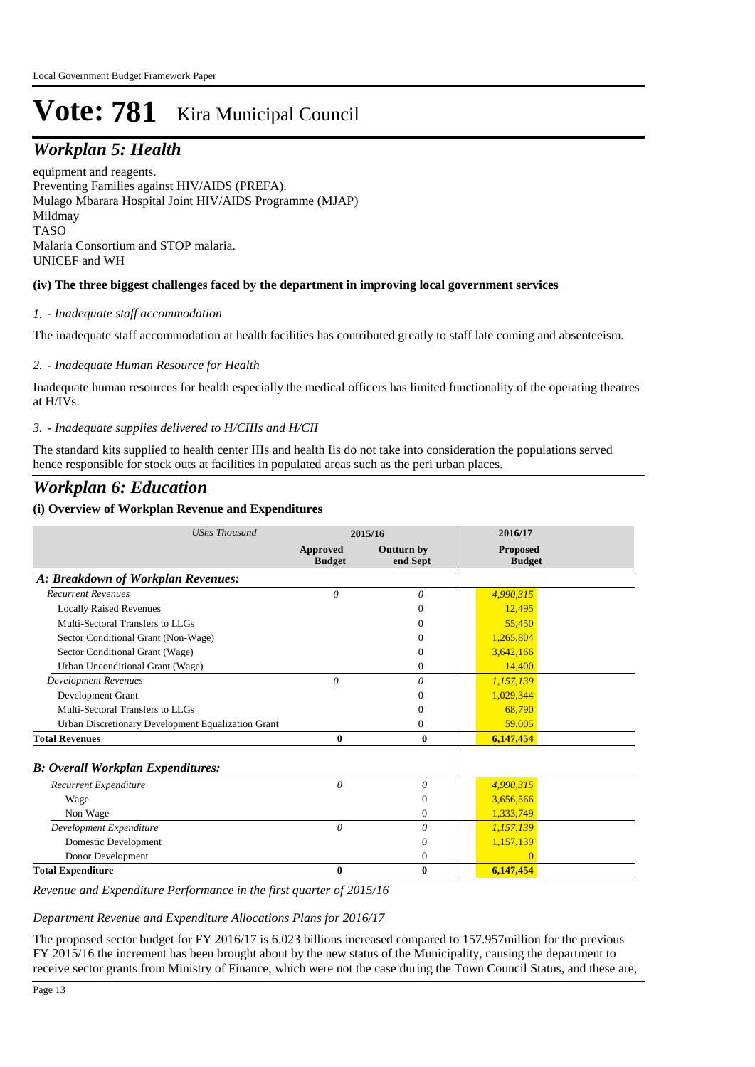# Vote: 781 Kira Municipal Council

## *Workplan 5: Health*

equipment and reagents.
Preventing Families against HIV/AIDS (PREFA).
Mulago Mbarara Hospital Joint HIV/AIDS Programme (MJAP)
Mildmay
TASO
Malaria Consortium and STOP malaria.
UNICEF and WH

**(iv) The three biggest challenges faced by the department in improving local government services**

*1. - Inadequate staff accommodation*

The inadequate staff accommodation at health facilities has contributed greatly to staff late coming and absenteeism.

*2. - Inadequate Human Resource for Health*

Inadequate human resources for health especially the medical officers has limited functionality of the operating theatres at H/IVs.

*3. - Inadequate supplies delivered to H/CIIIs and H/CII*

The standard kits supplied to health center IIIs and health Iis do not take into consideration the populations served hence responsible for stock outs at facilities in populated areas such as the peri urban places.

## *Workplan 6: Education*

**(i) Overview of Workplan Revenue and Expenditures**

| *UShs Thousand* | 2015/16 | | 2016/17 |
|---|---|---|---|
| | **Approved Budget** | **Outturn by end Sept** | **Proposed Budget** |
| ***A: Breakdown of Workplan Revenues:*** | | | |
| *Recurrent Revenues* | *0* | *0* | *4,990,315* |
| Locally Raised Revenues | | 0 | 12,495 |
| Multi-Sectoral Transfers to LLGs | | 0 | 55,450 |
| Sector Conditional Grant (Non-Wage) | | 0 | 1,265,804 |
| Sector Conditional Grant (Wage) | | 0 | 3,642,166 |
| Urban Unconditional Grant (Wage) | | 0 | 14,400 |
| *Development Revenues* | *0* | *0* | *1,157,139* |
| Development Grant | | 0 | 1,029,344 |
| Multi-Sectoral Transfers to LLGs | | 0 | 68,790 |
| Urban Discretionary Development Equalization Grant | | 0 | 59,005 |
| **Total Revenues** | **0** | **0** | **6,147,454** |
| ***B: Overall Workplan Expenditures:*** | | | |
| *Recurrent Expenditure* | *0* | *0* | *4,990,315* |
| Wage | | 0 | 3,656,566 |
| Non Wage | | 0 | 1,333,749 |
| *Development Expenditure* | *0* | *0* | *1,157,139* |
| Domestic Development | | 0 | 1,157,139 |
| Donor Development | | 0 | 0 |
| **Total Expenditure** | **0** | **0** | **6,147,454** |

*Revenue and Expenditure Performance in the first quarter of 2015/16*

*Department Revenue and Expenditure Allocations Plans for 2016/17*

The proposed sector budget for FY 2016/17 is 6.023 billions increased compared to 157.957million for the previous FY 2015/16 the increment has been brought about by the new status of the Municipality, causing the department to receive sector grants from Ministry of Finance, which were not the case during the Town Council Status, and these are,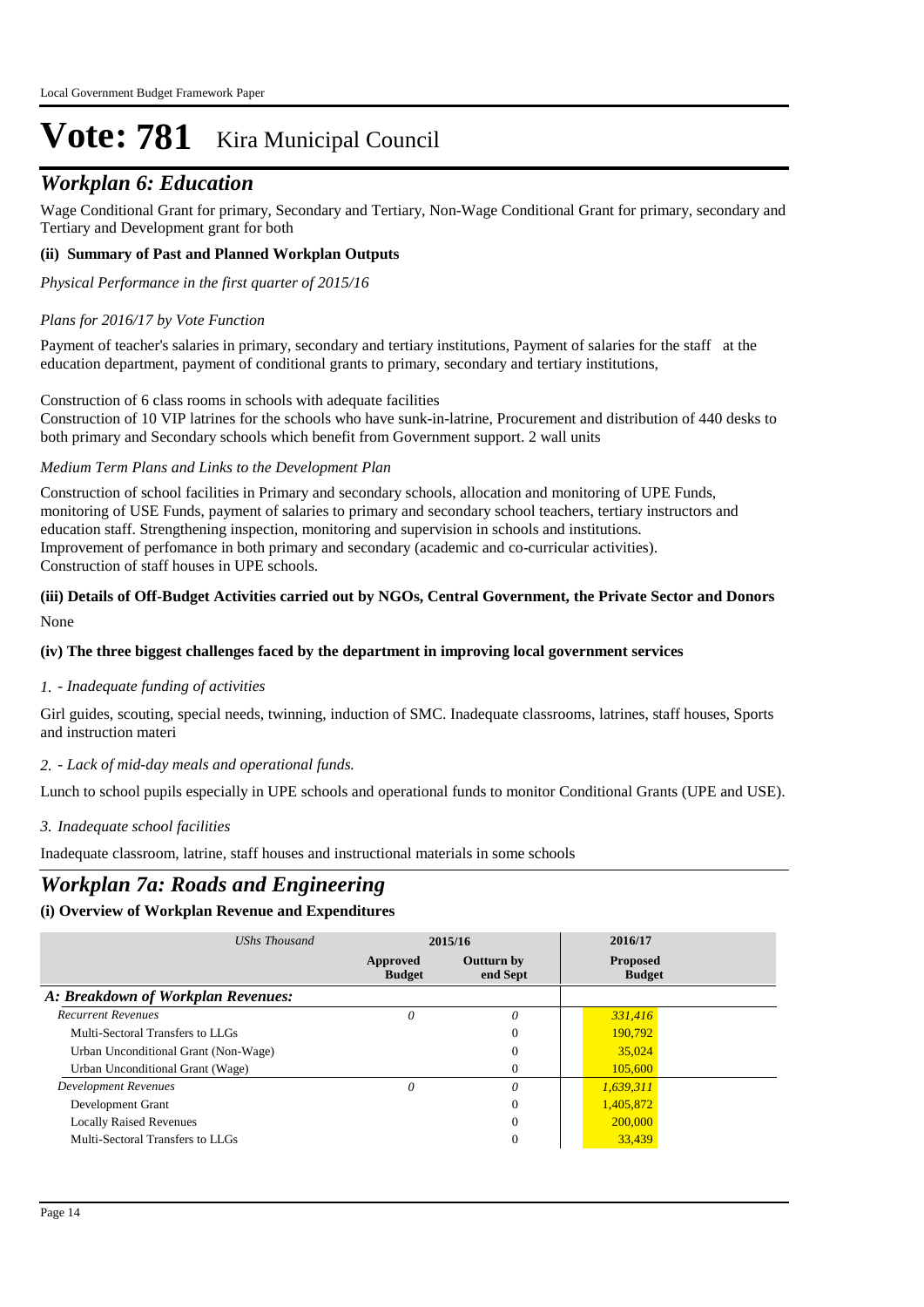# Vote: 781 Kira Municipal Council

## *Workplan 6: Education*

Wage Conditional Grant for primary, Secondary and Tertiary, Non-Wage Conditional Grant for primary, secondary and Tertiary and Development grant for both

**(ii) Summary of Past and Planned Workplan Outputs**

*Physical Performance in the first quarter of 2015/16*

*Plans for 2016/17 by Vote Function*

Payment of teacher's salaries in primary, secondary and tertiary institutions, Payment of salaries for the staff at the education department, payment of conditional grants to primary, secondary and tertiary institutions,

Construction of 6 class rooms in schools with adequate facilities
Construction of 10 VIP latrines for the schools who have sunk-in-latrine, Procurement and distribution of 440 desks to both primary and Secondary schools which benefit from Government support. 2 wall units

*Medium Term Plans and Links to the Development Plan*

Construction of school facilities in Primary and secondary schools, allocation and monitoring of UPE Funds, monitoring of USE Funds, payment of salaries to primary and secondary school teachers, tertiary instructors and education staff. Strengthening inspection, monitoring and supervision in schools and institutions.
Improvement of perfomance in both primary and secondary (academic and co-curricular activities).
Construction of staff houses in UPE schools.

**(iii) Details of Off-Budget Activities carried out by NGOs, Central Government, the Private Sector and Donors**

None

**(iv) The three biggest challenges faced by the department in improving local government services**

*1. - Inadequate funding of activities*

Girl guides, scouting, special needs, twinning, induction of SMC. Inadequate classrooms, latrines, staff houses, Sports and instruction materi

*2. - Lack of mid-day meals and operational funds.*

Lunch to school pupils especially in UPE schools and operational funds to monitor Conditional Grants (UPE and USE).

*3. Inadequate school facilities*

Inadequate classroom, latrine, staff houses and instructional materials in some schools

## *Workplan 7a: Roads and Engineering*

**(i) Overview of Workplan Revenue and Expenditures**

| *UShs Thousand* | 2015/16 | | 2016/17 |
|---|---|---|---|
| | **Approved Budget** | **Outturn by end Sept** | **Proposed Budget** |
| ***A: Breakdown of Workplan Revenues:*** | | | |
| *Recurrent Revenues* | *0* | *0* | *331,416* |
| Multi-Sectoral Transfers to LLGs | | 0 | 190,792 |
| Urban Unconditional Grant (Non-Wage) | | 0 | 35,024 |
| Urban Unconditional Grant (Wage) | | 0 | 105,600 |
| *Development Revenues* | *0* | *0* | *1,639,311* |
| Development Grant | | 0 | 1,405,872 |
| Locally Raised Revenues | | 0 | 200,000 |
| Multi-Sectoral Transfers to LLGs | | 0 | 33,439 |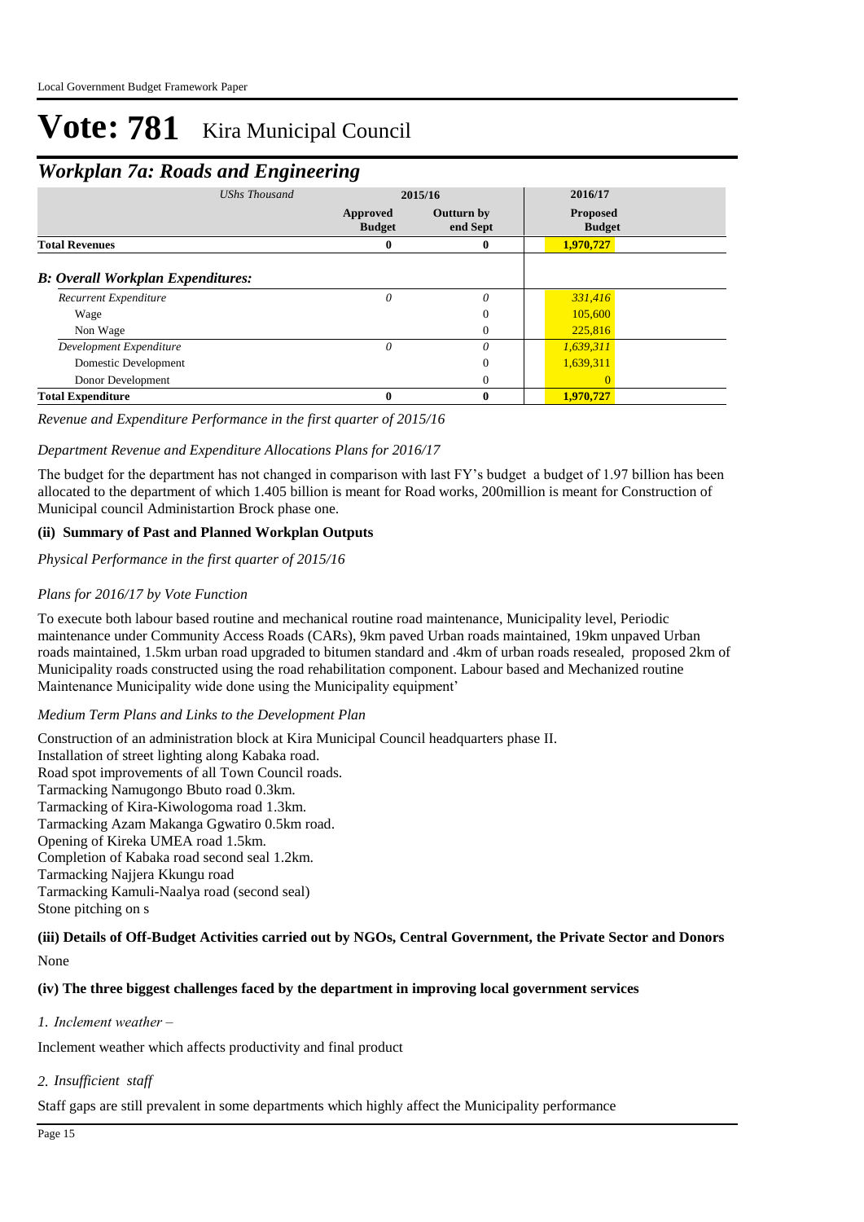# Vote: 781 Kira Municipal Council

## *Workplan 7a: Roads and Engineering*

| *UShs Thousand* | 2015/16 | | 2016/17 |
|---|---|---|---|
| | Approved Budget | Outturn by end Sept | Proposed Budget |
| **Total Revenues** | **0** | **0** | **1,970,727** |
| ***B: Overall Workplan Expenditures:*** | | | |
| *Recurrent Expenditure* | *0* | *0* | *331,416* |
| Wage | | 0 | 105,600 |
| Non Wage | | 0 | 225,816 |
| *Development Expenditure* | *0* | *0* | *1,639,311* |
| Domestic Development | | 0 | 1,639,311 |
| Donor Development | | 0 | 0 |
| **Total Expenditure** | **0** | **0** | **1,970,727** |

*Revenue and Expenditure Performance in the first quarter of 2015/16*

*Department Revenue and Expenditure Allocations Plans for 2016/17*

The budget for the department has not changed in comparison with last FY's budget a budget of 1.97 billion has been allocated to the department of which 1.405 billion is meant for Road works, 200million is meant for Construction of Municipal council Administartion Brock phase one.

**(ii) Summary of Past and Planned Workplan Outputs**

*Physical Performance in the first quarter of 2015/16*

*Plans for 2016/17 by Vote Function*

To execute both labour based routine and mechanical routine road maintenance, Municipality level, Periodic maintenance under Community Access Roads (CARs), 9km paved Urban roads maintained, 19km unpaved Urban roads maintained, 1.5km urban road upgraded to bitumen standard and .4km of urban roads resealed, proposed 2km of Municipality roads constructed using the road rehabilitation component. Labour based and Mechanized routine Maintenance Municipality wide done using the Municipality equipment'

*Medium Term Plans and Links to the Development Plan*

Construction of an administration block at Kira Municipal Council headquarters phase II.
Installation of street lighting along Kabaka road.
Road spot improvements of all Town Council roads.
Tarmacking Namugongo Bbuto road 0.3km.
Tarmacking of Kira-Kiwologoma road 1.3km.
Tarmacking Azam Makanga Ggwatiro 0.5km road.
Opening of Kireka UMEA road 1.5km.
Completion of Kabaka road second seal 1.2km.
Tarmacking Najjera Kkungu road
Tarmacking Kamuli-Naalya road (second seal)
Stone pitching on s

**(iii) Details of Off-Budget Activities carried out by NGOs, Central Government, the Private Sector and Donors**

None

**(iv) The three biggest challenges faced by the department in improving local government services**

*1. Inclement weather –*

Inclement weather which affects productivity and final product

*2. Insufficient staff*

Staff gaps are still prevalent in some departments which highly affect the Municipality performance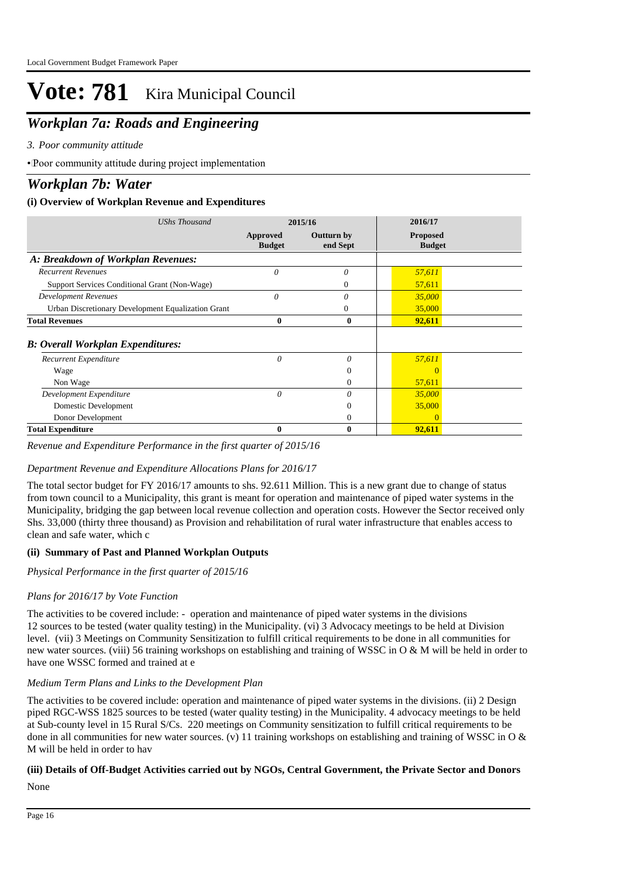# Vote: 781 Kira Municipal Council

## *Workplan 7a: Roads and Engineering*

*3. Poor community attitude*

•Poor community attitude during project implementation

## *Workplan 7b: Water*

### (i) Overview of Workplan Revenue and Expenditures

| *UShs Thousand* | 2015/16 | | 2016/17 |
|---|---|---|---|
| | **Approved Budget** | **Outturn by end Sept** | **Proposed Budget** |
| ***A: Breakdown of Workplan Revenues:*** | | | |
| *Recurrent Revenues* | *0* | *0* | *57,611* |
| Support Services Conditional Grant (Non-Wage) | | 0 | 57,611 |
| *Development Revenues* | *0* | *0* | *35,000* |
| Urban Discretionary Development Equalization Grant | | 0 | 35,000 |
| **Total Revenues** | **0** | **0** | **92,611** |
| ***B: Overall Workplan Expenditures:*** | | | |
| *Recurrent Expenditure* | *0* | *0* | *57,611* |
| Wage | | 0 | 0 |
| Non Wage | | 0 | 57,611 |
| *Development Expenditure* | *0* | *0* | *35,000* |
| Domestic Development | | 0 | 35,000 |
| Donor Development | | 0 | 0 |
| **Total Expenditure** | **0** | **0** | **92,611** |

*Revenue and Expenditure Performance in the first quarter of 2015/16*

*Department Revenue and Expenditure Allocations Plans for 2016/17*

The total sector budget for FY 2016/17 amounts to shs. 92.611 Million. This is a new grant due to change of status from town council to a Municipality, this grant is meant for operation and maintenance of piped water systems in the Municipality, bridging the gap between local revenue collection and operation costs. However the Sector received only Shs. 33,000 (thirty three thousand) as Provision and rehabilitation of rural water infrastructure that enables access to clean and safe water, which c

### (ii) Summary of Past and Planned Workplan Outputs

*Physical Performance in the first quarter of 2015/16*

*Plans for 2016/17 by Vote Function*

The activities to be covered include: - operation and maintenance of piped water systems in the divisions 12 sources to be tested (water quality testing) in the Municipality. (vi) 3 Advocacy meetings to be held at Division level. (vii) 3 Meetings on Community Sensitization to fulfill critical requirements to be done in all communities for new water sources. (viii) 56 training workshops on establishing and training of WSSC in O & M will be held in order to have one WSSC formed and trained at e

*Medium Term Plans and Links to the Development Plan*

The activities to be covered include: operation and maintenance of piped water systems in the divisions. (ii) 2 Design piped RGC-WSS 1825 sources to be tested (water quality testing) in the Municipality. 4 advocacy meetings to be held at Sub-county level in 15 Rural S/Cs. 220 meetings on Community sensitization to fulfill critical requirements to be done in all communities for new water sources. (v) 11 training workshops on establishing and training of WSSC in O & M will be held in order to hav

### (iii) Details of Off-Budget Activities carried out by NGOs, Central Government, the Private Sector and Donors

None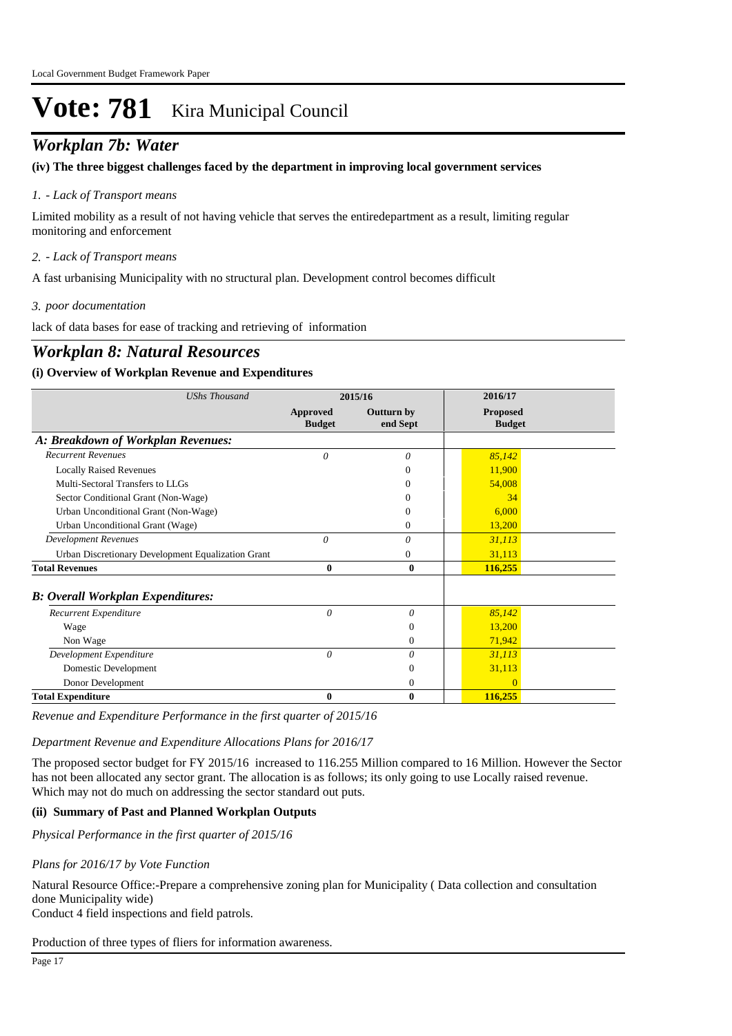# Vote: 781 Kira Municipal Council

## *Workplan 7b: Water*

**(iv) The three biggest challenges faced by the department in improving local government services**

*1. - Lack of Transport means*

Limited mobility as a result of not having vehicle that serves the entiredepartment as a result, limiting regular monitoring and enforcement

*2. - Lack of Transport means*

A fast urbanising Municipality with no structural plan. Development control becomes difficult

*3. poor documentation*

lack of data bases for ease of tracking and retrieving of information

## *Workplan 8: Natural Resources*

**(i) Overview of Workplan Revenue and Expenditures**

| *UShs Thousand* | 2015/16 | | 2016/17 |
|---|---|---|---|
| | **Approved Budget** | **Outturn by end Sept** | **Proposed Budget** |
| ***A: Breakdown of Workplan Revenues:*** | | | |
| *Recurrent Revenues* | *0* | *0* | *85,142* |
| Locally Raised Revenues | | 0 | 11,900 |
| Multi-Sectoral Transfers to LLGs | | 0 | 54,008 |
| Sector Conditional Grant (Non-Wage) | | 0 | 34 |
| Urban Unconditional Grant (Non-Wage) | | 0 | 6,000 |
| Urban Unconditional Grant (Wage) | | 0 | 13,200 |
| *Development Revenues* | *0* | *0* | *31,113* |
| Urban Discretionary Development Equalization Grant | | 0 | 31,113 |
| **Total Revenues** | **0** | **0** | **116,255** |
| ***B: Overall Workplan Expenditures:*** | | | |
| *Recurrent Expenditure* | *0* | *0* | *85,142* |
| Wage | | 0 | 13,200 |
| Non Wage | | 0 | 71,942 |
| *Development Expenditure* | *0* | *0* | *31,113* |
| Domestic Development | | 0 | 31,113 |
| Donor Development | | 0 | 0 |
| **Total Expenditure** | **0** | **0** | **116,255** |

*Revenue and Expenditure Performance in the first quarter of 2015/16*

*Department Revenue and Expenditure Allocations Plans for 2016/17*

The proposed sector budget for FY 2015/16 increased to 116.255 Million compared to 16 Million. However the Sector has not been allocated any sector grant. The allocation is as follows; its only going to use Locally raised revenue. Which may not do much on addressing the sector standard out puts.

**(ii) Summary of Past and Planned Workplan Outputs**

*Physical Performance in the first quarter of 2015/16*

*Plans for 2016/17 by Vote Function*

Natural Resource Office:-Prepare a comprehensive zoning plan for Municipality ( Data collection and consultation done Municipality wide)
Conduct 4 field inspections and field patrols.

Production of three types of fliers for information awareness.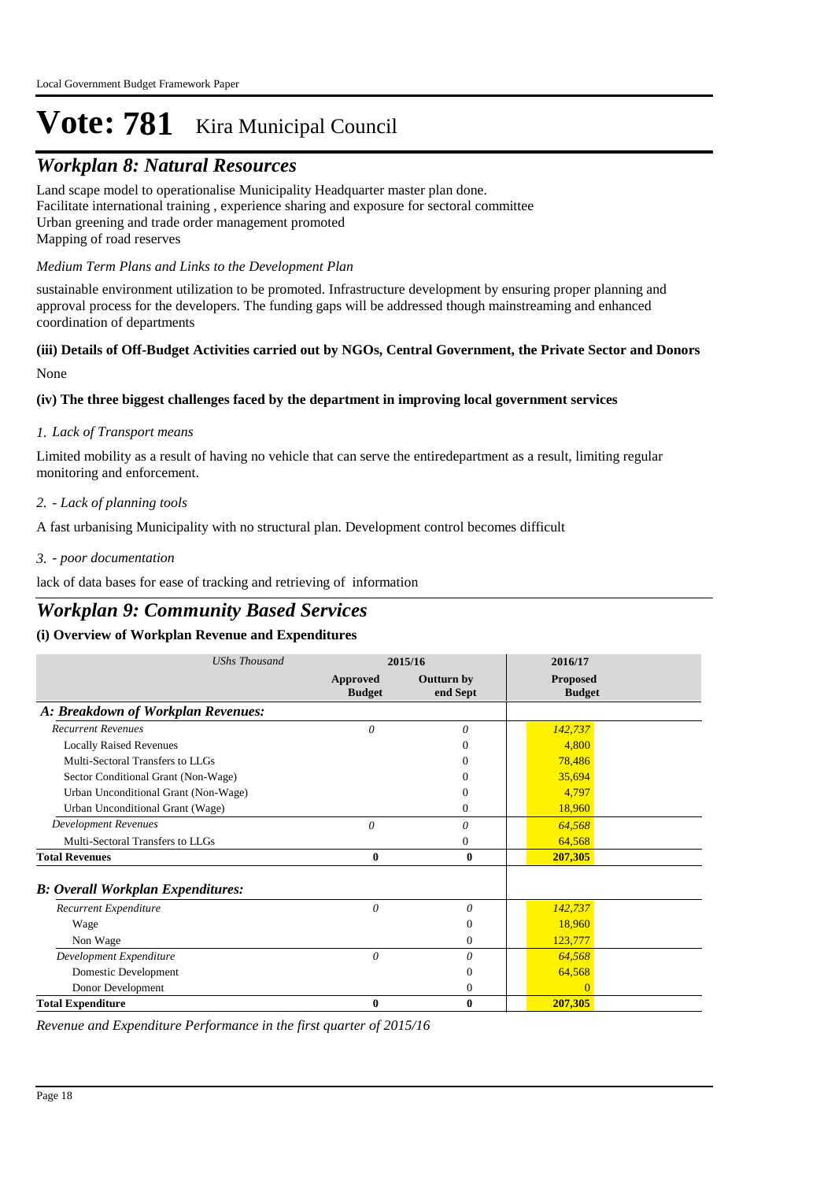# Vote: 781 Kira Municipal Council

## *Workplan 8: Natural Resources*

Land scape model to operationalise Municipality Headquarter master plan done.
Facilitate international training , experience sharing and exposure for sectoral committee
Urban greening and trade order management promoted
Mapping of road reserves

*Medium Term Plans and Links to the Development Plan*

sustainable environment utilization to be promoted. Infrastructure development by ensuring proper planning and approval process for the developers. The funding gaps will be addressed though mainstreaming and enhanced coordination of departments

**(iii) Details of Off-Budget Activities carried out by NGOs, Central Government, the Private Sector and Donors**

None

**(iv) The three biggest challenges faced by the department in improving local government services**

*1. Lack of Transport means*

Limited mobility as a result of having no vehicle that can serve the entiredepartment as a result, limiting regular monitoring and enforcement.

*2. - Lack of planning tools*

A fast urbanising Municipality with no structural plan. Development control becomes difficult

*3. - poor documentation*

lack of data bases for ease of tracking and retrieving of information

## *Workplan 9: Community Based Services*

**(i) Overview of Workplan Revenue and Expenditures**

| *UShs Thousand* | 2015/16 | | 2016/17 |
|---|---|---|---|
| | **Approved Budget** | **Outturn by end Sept** | **Proposed Budget** |
| ***A: Breakdown of Workplan Revenues:*** | | | |
| *Recurrent Revenues* | *0* | *0* | *142,737* |
| Locally Raised Revenues | | 0 | 4,800 |
| Multi-Sectoral Transfers to LLGs | | 0 | 78,486 |
| Sector Conditional Grant (Non-Wage) | | 0 | 35,694 |
| Urban Unconditional Grant (Non-Wage) | | 0 | 4,797 |
| Urban Unconditional Grant (Wage) | | 0 | 18,960 |
| *Development Revenues* | *0* | *0* | *64,568* |
| Multi-Sectoral Transfers to LLGs | | 0 | 64,568 |
| **Total Revenues** | **0** | **0** | **207,305** |
| ***B: Overall Workplan Expenditures:*** | | | |
| *Recurrent Expenditure* | *0* | *0* | *142,737* |
| Wage | | 0 | 18,960 |
| Non Wage | | 0 | 123,777 |
| *Development Expenditure* | *0* | *0* | *64,568* |
| Domestic Development | | 0 | 64,568 |
| Donor Development | | 0 | 0 |
| **Total Expenditure** | **0** | **0** | **207,305** |

*Revenue and Expenditure Performance in the first quarter of 2015/16*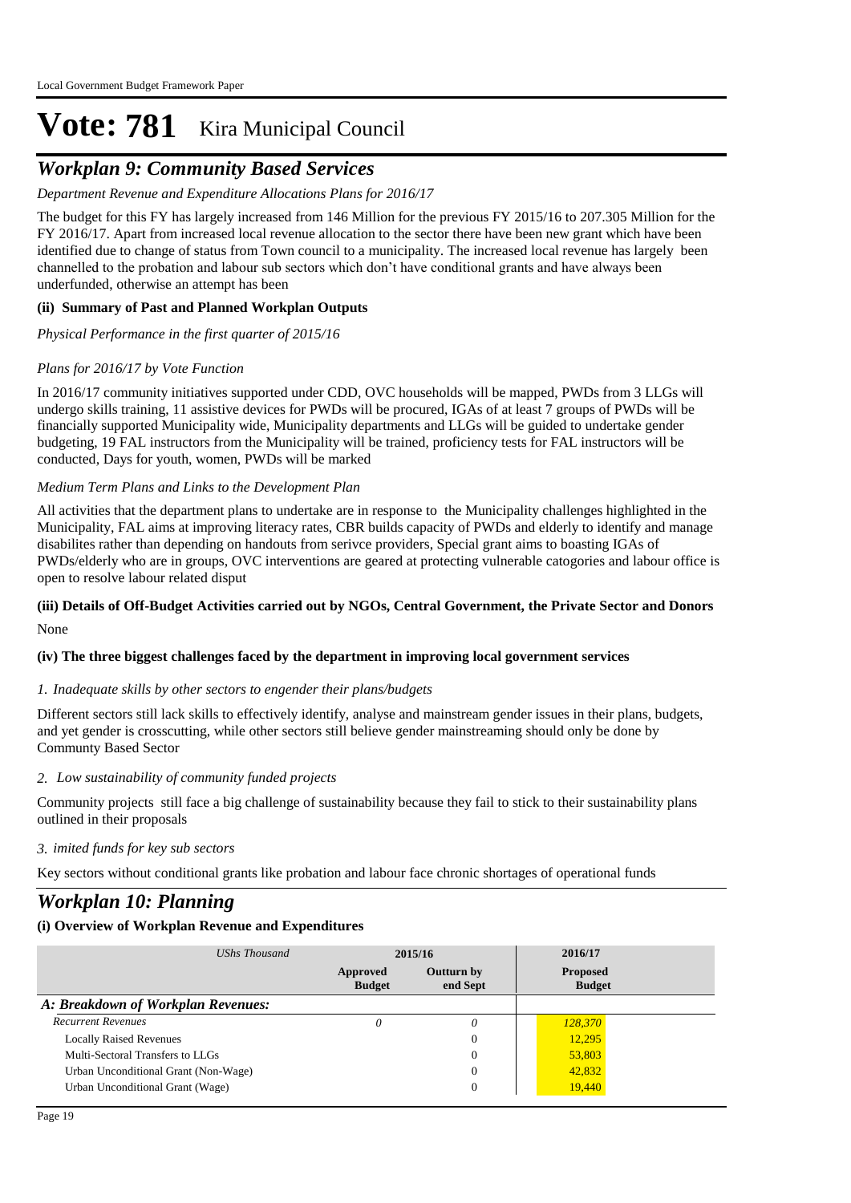Local Government Budget Framework Paper

# Vote: 781 Kira Municipal Council

## *Workplan 9: Community Based Services*

*Department Revenue and Expenditure Allocations Plans for 2016/17*

The budget for this FY has largely increased from 146 Million for the previous FY 2015/16 to 207.305 Million for the FY 2016/17. Apart from increased local revenue allocation to the sector there have been new grant which have been identified due to change of status from Town council to a municipality. The increased local revenue has largely been channelled to the probation and labour sub sectors which don't have conditional grants and have always been underfunded, otherwise an attempt has been

**(ii) Summary of Past and Planned Workplan Outputs**

*Physical Performance in the first quarter of 2015/16*

*Plans for 2016/17 by Vote Function*

In 2016/17 community initiatives supported under CDD, OVC households will be mapped, PWDs from 3 LLGs will undergo skills training, 11 assistive devices for PWDs will be procured, IGAs of at least 7 groups of PWDs will be financially supported Municipality wide, Municipality departments and LLGs will be guided to undertake gender budgeting, 19 FAL instructors from the Municipality will be trained, proficiency tests for FAL instructors will be conducted, Days for youth, women, PWDs will be marked

*Medium Term Plans and Links to the Development Plan*

All activities that the department plans to undertake are in response to the Municipality challenges highlighted in the Municipality, FAL aims at improving literacy rates, CBR builds capacity of PWDs and elderly to identify and manage disabilites rather than depending on handouts from serivce providers, Special grant aims to boasting IGAs of PWDs/elderly who are in groups, OVC interventions are geared at protecting vulnerable catogories and labour office is open to resolve labour related disput

**(iii) Details of Off-Budget Activities carried out by NGOs, Central Government, the Private Sector and Donors**

None

**(iv) The three biggest challenges faced by the department in improving local government services**

*1. Inadequate skills by other sectors to engender their plans/budgets*

Different sectors still lack skills to effectively identify, analyse and mainstream gender issues in their plans, budgets, and yet gender is crosscutting, while other sectors still believe gender mainstreaming should only be done by Communty Based Sector

*2. Low sustainability of community funded projects*

Community projects still face a big challenge of sustainability because they fail to stick to their sustainability plans outlined in their proposals

*3. imited funds for key sub sectors*

Key sectors without conditional grants like probation and labour face chronic shortages of operational funds

## *Workplan 10: Planning*

**(i) Overview of Workplan Revenue and Expenditures**

| *UShs Thousand* | 2015/16 | | 2016/17 |
|---|---|---|---|
| | **Approved Budget** | **Outturn by end Sept** | **Proposed Budget** |
| ***A: Breakdown of Workplan Revenues:*** | | | |
| *Recurrent Revenues* | *0* | *0* | *128,370* |
| Locally Raised Revenues | | 0 | 12,295 |
| Multi-Sectoral Transfers to LLGs | | 0 | 53,803 |
| Urban Unconditional Grant (Non-Wage) | | 0 | 42,832 |
| Urban Unconditional Grant (Wage) | | 0 | 19,440 |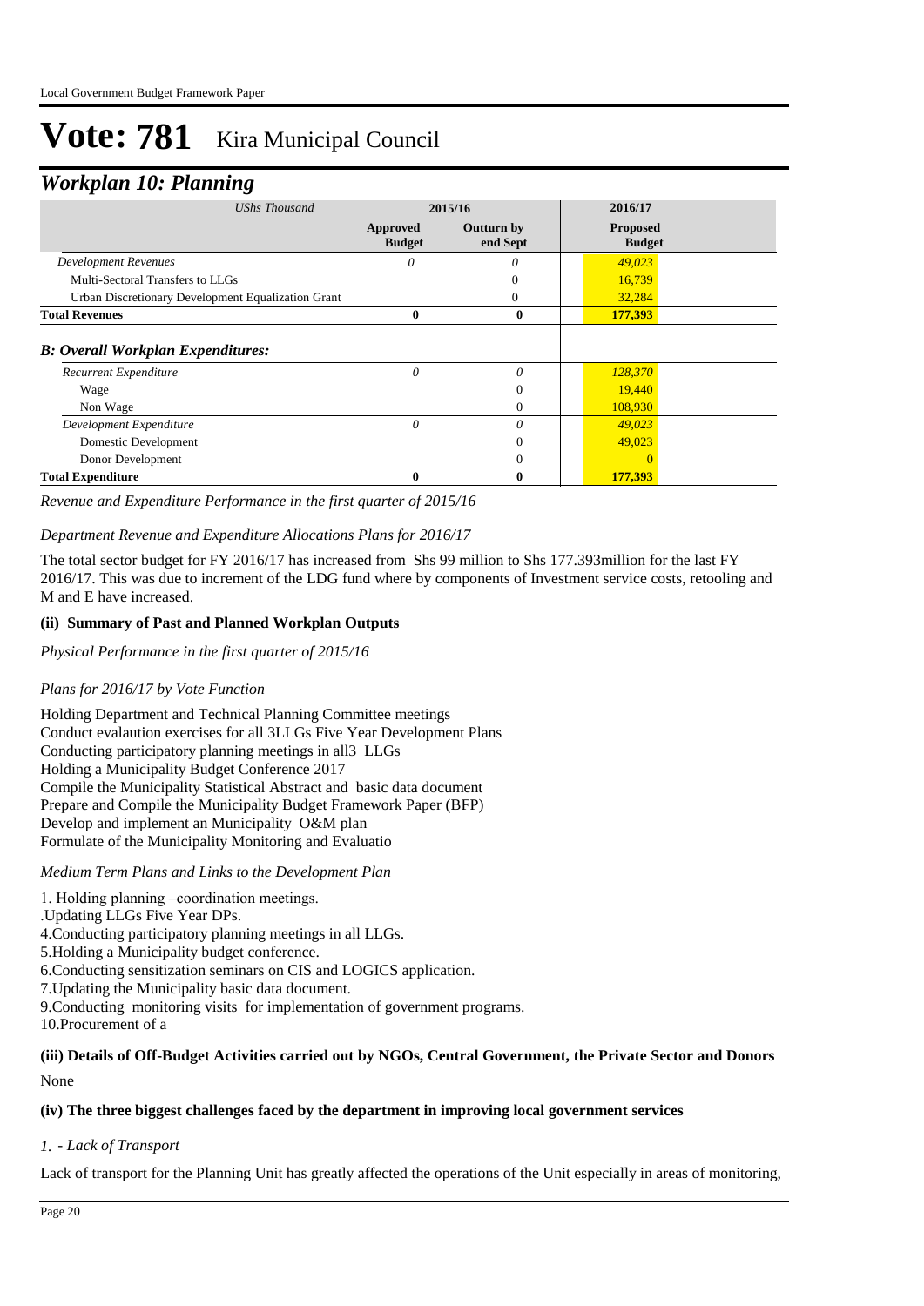# Vote: 781 Kira Municipal Council

## *Workplan 10: Planning*

| *UShs Thousand* | 2015/16 | | 2016/17 |
|---|---|---|---|
| | **Approved Budget** | **Outturn by end Sept** | **Proposed Budget** |
| *Development Revenues* | *0* | *0* | *49,023* |
| Multi-Sectoral Transfers to LLGs | | 0 | 16,739 |
| Urban Discretionary Development Equalization Grant | | 0 | 32,284 |
| **Total Revenues** | **0** | **0** | **177,393** |
| ***B: Overall Workplan Expenditures:*** | | | |
| *Recurrent Expenditure* | *0* | *0* | *128,370* |
| Wage | | 0 | 19,440 |
| Non Wage | | 0 | 108,930 |
| *Development Expenditure* | *0* | *0* | *49,023* |
| Domestic Development | | 0 | 49,023 |
| Donor Development | | 0 | 0 |
| **Total Expenditure** | **0** | **0** | **177,393** |

*Revenue and Expenditure Performance in the first quarter of 2015/16*

*Department Revenue and Expenditure Allocations Plans for 2016/17*

The total sector budget for FY 2016/17 has increased from Shs 99 million to Shs 177.393million for the last FY 2016/17. This was due to increment of the LDG fund where by components of Investment service costs, retooling and M and E have increased.

#### (ii) Summary of Past and Planned Workplan Outputs

*Physical Performance in the first quarter of 2015/16*

*Plans for 2016/17 by Vote Function*

Holding Department and Technical Planning Committee meetings
Conduct evalaution exercises for all 3LLGs Five Year Development Plans
Conducting participatory planning meetings in all3 LLGs
Holding a Municipality Budget Conference 2017
Compile the Municipality Statistical Abstract and basic data document
Prepare and Compile the Municipality Budget Framework Paper (BFP)
Develop and implement an Municipality O&M plan
Formulate of the Municipality Monitoring and Evaluatio

*Medium Term Plans and Links to the Development Plan*

1. Holding planning –coordination meetings.
.Updating LLGs Five Year DPs.
4.Conducting participatory planning meetings in all LLGs.
5.Holding a Municipality budget conference.
6.Conducting sensitization seminars on CIS and LOGICS application.
7.Updating the Municipality basic data document.
9.Conducting monitoring visits for implementation of government programs.
10.Procurement of a

#### (iii) Details of Off-Budget Activities carried out by NGOs, Central Government, the Private Sector and Donors

None

#### (iv) The three biggest challenges faced by the department in improving local government services

*1. - Lack of Transport*

Lack of transport for the Planning Unit has greatly affected the operations of the Unit especially in areas of monitoring,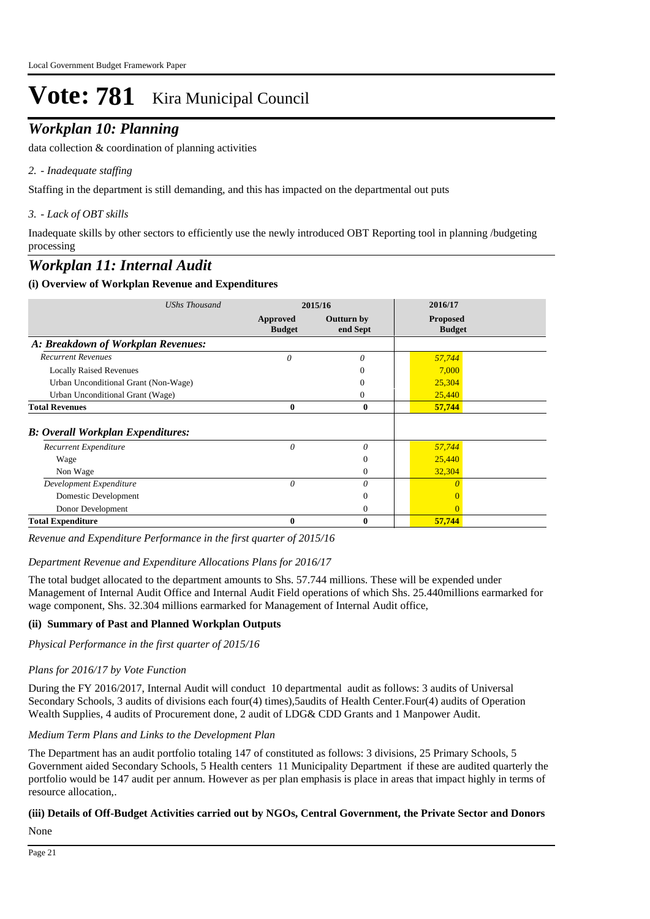# Vote: 781 Kira Municipal Council

## *Workplan 10: Planning*

data collection & coordination of planning activities

*2. - Inadequate staffing*

Staffing in the department is still demanding, and this has impacted on the departmental out puts

*3. - Lack of OBT skills*

Inadequate skills by other sectors to efficiently use the newly introduced OBT Reporting tool in planning /budgeting processing

## *Workplan 11: Internal Audit*

### (i) Overview of Workplan Revenue and Expenditures

| *UShs Thousand* | 2015/16 | | 2016/17 |
|---|---|---|---|
| | **Approved Budget** | **Outturn by end Sept** | **Proposed Budget** |
| ***A: Breakdown of Workplan Revenues:*** | | | |
| *Recurrent Revenues* | *0* | *0* | *57,744* |
| Locally Raised Revenues | | 0 | 7,000 |
| Urban Unconditional Grant (Non-Wage) | | 0 | 25,304 |
| Urban Unconditional Grant (Wage) | | 0 | 25,440 |
| **Total Revenues** | **0** | **0** | **57,744** |
| ***B: Overall Workplan Expenditures:*** | | | |
| *Recurrent Expenditure* | *0* | *0* | *57,744* |
| Wage | | 0 | 25,440 |
| Non Wage | | 0 | 32,304 |
| *Development Expenditure* | *0* | *0* | *0* |
| Domestic Development | | 0 | 0 |
| Donor Development | | 0 | 0 |
| **Total Expenditure** | **0** | **0** | **57,744** |

*Revenue and Expenditure Performance in the first quarter of 2015/16*

*Department Revenue and Expenditure Allocations Plans for 2016/17*

The total budget allocated to the department amounts to Shs. 57.744 millions. These will be expended under Management of Internal Audit Office and Internal Audit Field operations of which Shs. 25.440millions earmarked for wage component, Shs. 32.304 millions earmarked for Management of Internal Audit office,

### (ii) Summary of Past and Planned Workplan Outputs

*Physical Performance in the first quarter of 2015/16*

*Plans for 2016/17 by Vote Function*

During the FY 2016/2017, Internal Audit will conduct 10 departmental audit as follows: 3 audits of Universal Secondary Schools, 3 audits of divisions each four(4) times),5audits of Health Center.Four(4) audits of Operation Wealth Supplies, 4 audits of Procurement done, 2 audit of LDG& CDD Grants and 1 Manpower Audit.

*Medium Term Plans and Links to the Development Plan*

The Department has an audit portfolio totaling 147 of constituted as follows: 3 divisions, 25 Primary Schools, 5 Government aided Secondary Schools, 5 Health centers 11 Municipality Department if these are audited quarterly the portfolio would be 147 audit per annum. However as per plan emphasis is place in areas that impact highly in terms of resource allocation,.

### (iii) Details of Off-Budget Activities carried out by NGOs, Central Government, the Private Sector and Donors

None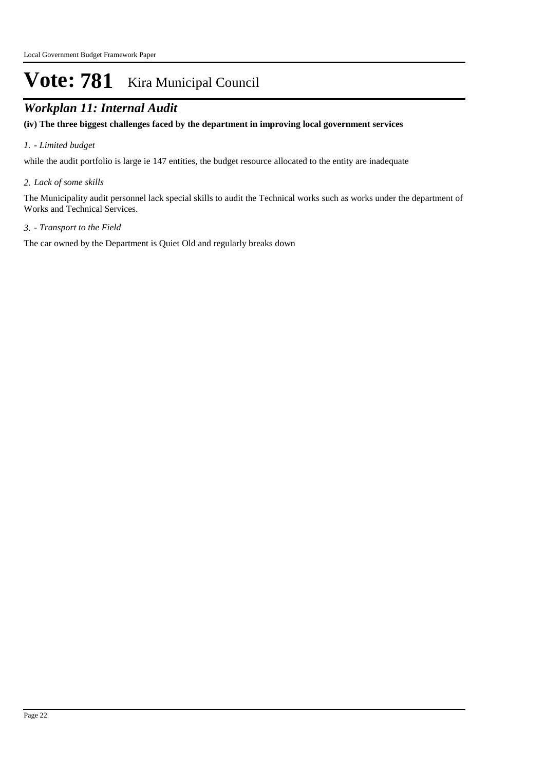# Vote: 781 Kira Municipal Council

## *Workplan 11: Internal Audit*

**(iv) The three biggest challenges faced by the department in improving local government services**

*1. - Limited budget*

while the audit portfolio is large ie 147 entities, the budget resource allocated to the entity are inadequate

*2. Lack of some skills*

The Municipality audit personnel lack special skills to audit the Technical works such as works under the department of Works and Technical Services.

*3. - Transport to the Field*

The car owned by the Department is Quiet Old and regularly breaks down